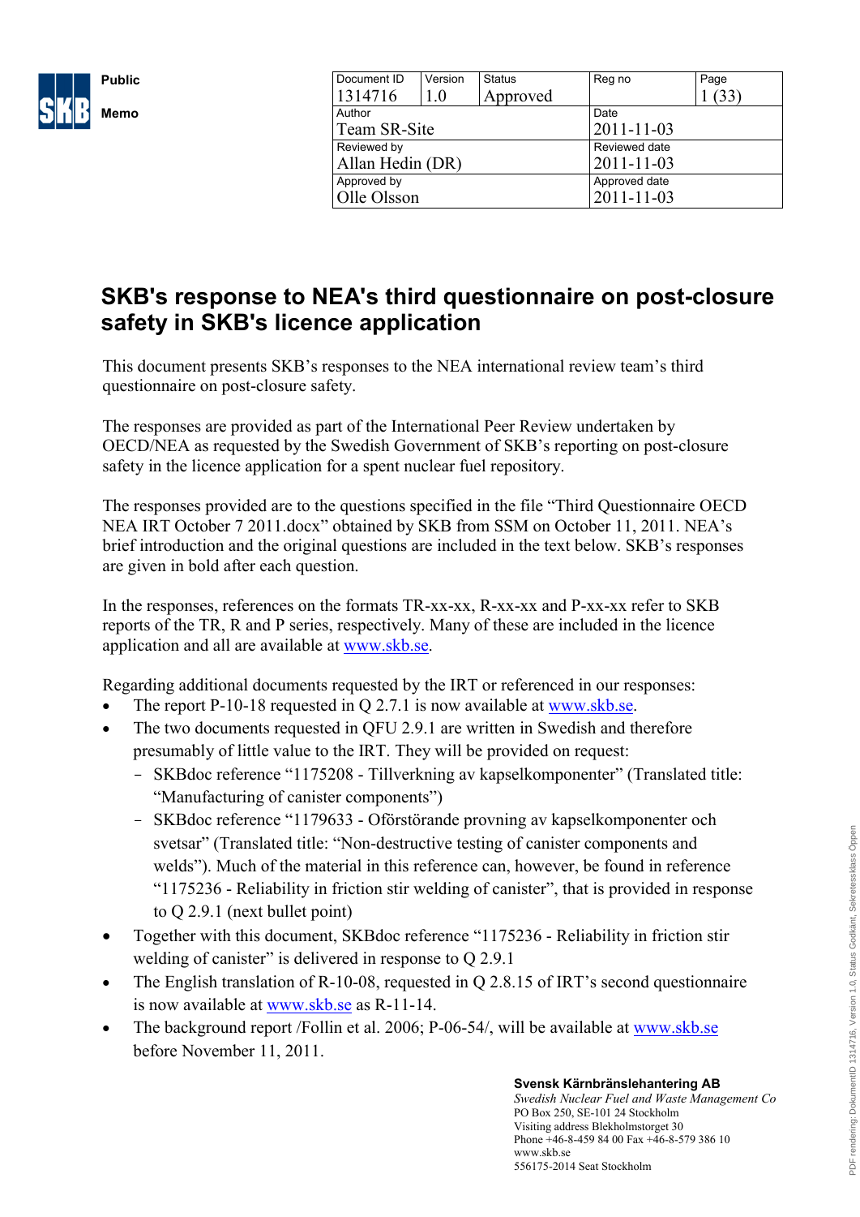Public

Memo

| Document ID | Version | Status | Reg no | Page |
| --- | --- | --- | --- | --- |
| 1314716 | 1.0 | Approved | | 1 (33) |
| Author | | | Date | |
| Team SR-Site | | | 2011-11-03 | |
| Reviewed by | | | Reviewed date | |
| Allan Hedin (DR) | | | 2011-11-03 | |
| Approved by | | | Approved date | |
| Olle Olsson | | | 2011-11-03 | |

# SKB's response to NEA's third questionnaire on post-closure safety in SKB's licence application

This document presents SKB's responses to the NEA international review team's third questionnaire on post-closure safety.

The responses are provided as part of the International Peer Review undertaken by OECD/NEA as requested by the Swedish Government of SKB's reporting on post-closure safety in the licence application for a spent nuclear fuel repository.

The responses provided are to the questions specified in the file "Third Questionnaire OECD NEA IRT October 7 2011.docx" obtained by SKB from SSM on October 11, 2011. NEA's brief introduction and the original questions are included in the text below. SKB's responses are given in bold after each question.

In the responses, references on the formats TR-xx-xx, R-xx-xx and P-xx-xx refer to SKB reports of the TR, R and P series, respectively. Many of these are included in the licence application and all are available at www.skb.se.

Regarding additional documents requested by the IRT or referenced in our responses:

- The report P-10-18 requested in Q 2.7.1 is now available at www.skb.se.
- The two documents requested in QFU 2.9.1 are written in Swedish and therefore presumably of little value to the IRT. They will be provided on request:
  - SKBdoc reference "1175208 - Tillverkning av kapselkomponenter" (Translated title: "Manufacturing of canister components")
  - SKBdoc reference "1179633 - Oförstörande provning av kapselkomponenter och svetsar" (Translated title: "Non-destructive testing of canister components and welds"). Much of the material in this reference can, however, be found in reference "1175236 - Reliability in friction stir welding of canister", that is provided in response to Q 2.9.1 (next bullet point)
- Together with this document, SKBdoc reference "1175236 - Reliability in friction stir welding of canister" is delivered in response to Q 2.9.1
- The English translation of R-10-08, requested in Q 2.8.15 of IRT's second questionnaire is now available at www.skb.se as R-11-14.
- The background report /Follin et al. 2006; P-06-54/, will be available at www.skb.se before November 11, 2011.

**Svensk Kärnbränslehantering AB**
*Swedish Nuclear Fuel and Waste Management Co*
PO Box 250, SE-101 24 Stockholm
Visiting address Blekholmstorget 30
Phone +46-8-459 84 00 Fax +46-8-579 386 10
www.skb.se
556175-2014 Seat Stockholm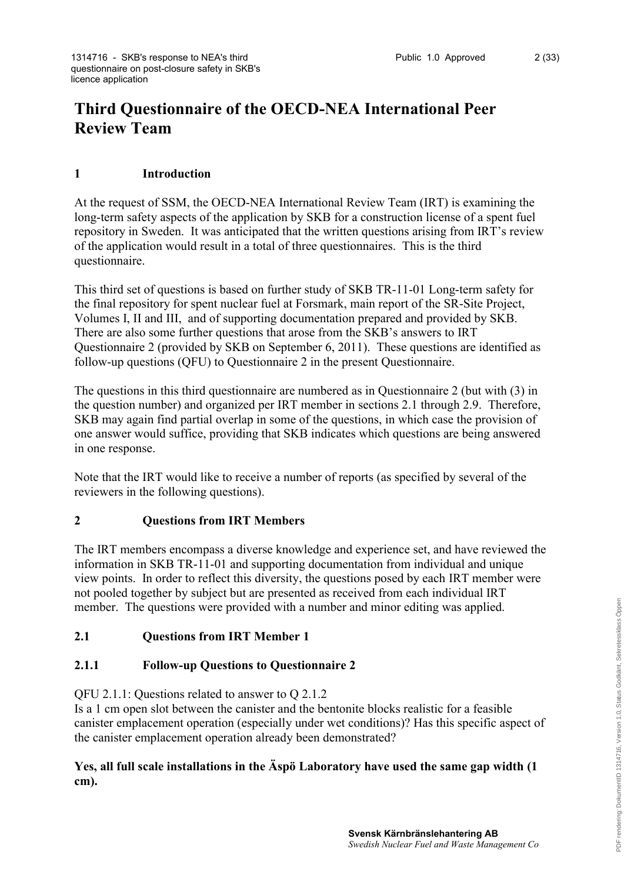# Third Questionnaire of the OECD-NEA International Peer Review Team

## 1 Introduction

At the request of SSM, the OECD-NEA International Review Team (IRT) is examining the long-term safety aspects of the application by SKB for a construction license of a spent fuel repository in Sweden. It was anticipated that the written questions arising from IRT's review of the application would result in a total of three questionnaires. This is the third questionnaire.

This third set of questions is based on further study of SKB TR-11-01 Long-term safety for the final repository for spent nuclear fuel at Forsmark, main report of the SR-Site Project, Volumes I, II and III, and of supporting documentation prepared and provided by SKB. There are also some further questions that arose from the SKB's answers to IRT Questionnaire 2 (provided by SKB on September 6, 2011). These questions are identified as follow-up questions (QFU) to Questionnaire 2 in the present Questionnaire.

The questions in this third questionnaire are numbered as in Questionnaire 2 (but with (3) in the question number) and organized per IRT member in sections 2.1 through 2.9. Therefore, SKB may again find partial overlap in some of the questions, in which case the provision of one answer would suffice, providing that SKB indicates which questions are being answered in one response.

Note that the IRT would like to receive a number of reports (as specified by several of the reviewers in the following questions).

## 2 Questions from IRT Members

The IRT members encompass a diverse knowledge and experience set, and have reviewed the information in SKB TR-11-01 and supporting documentation from individual and unique view points. In order to reflect this diversity, the questions posed by each IRT member were not pooled together by subject but are presented as received from each individual IRT member. The questions were provided with a number and minor editing was applied.

### 2.1 Questions from IRT Member 1

#### 2.1.1 Follow-up Questions to Questionnaire 2

QFU 2.1.1: Questions related to answer to Q 2.1.2
Is a 1 cm open slot between the canister and the bentonite blocks realistic for a feasible canister emplacement operation (especially under wet conditions)? Has this specific aspect of the canister emplacement operation already been demonstrated?

**Yes, all full scale installations in the Äspö Laboratory have used the same gap width (1 cm).**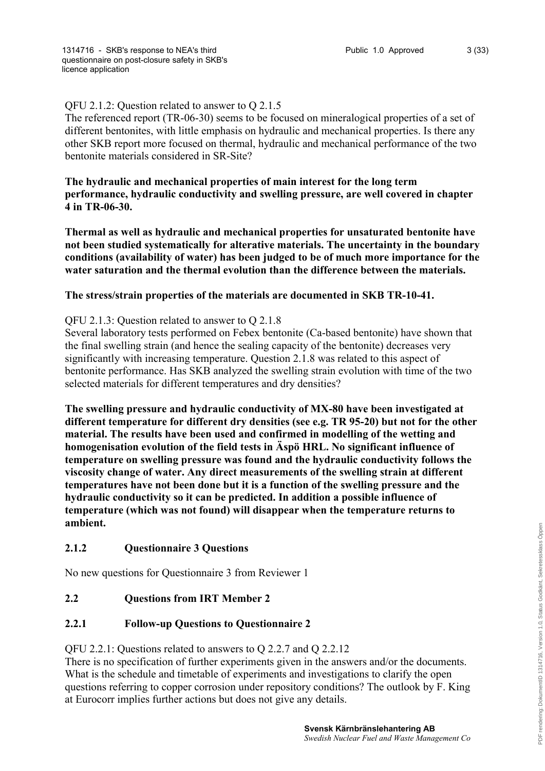QFU 2.1.2: Question related to answer to Q 2.1.5
The referenced report (TR-06-30) seems to be focused on mineralogical properties of a set of different bentonites, with little emphasis on hydraulic and mechanical properties. Is there any other SKB report more focused on thermal, hydraulic and mechanical performance of the two bentonite materials considered in SR-Site?

**The hydraulic and mechanical properties of main interest for the long term performance, hydraulic conductivity and swelling pressure, are well covered in chapter 4 in TR-06-30.**

**Thermal as well as hydraulic and mechanical properties for unsaturated bentonite have not been studied systematically for alterative materials. The uncertainty in the boundary conditions (availability of water) has been judged to be of much more importance for the water saturation and the thermal evolution than the difference between the materials.**

**The stress/strain properties of the materials are documented in SKB TR-10-41.**

QFU 2.1.3: Question related to answer to Q 2.1.8
Several laboratory tests performed on Febex bentonite (Ca-based bentonite) have shown that the final swelling strain (and hence the sealing capacity of the bentonite) decreases very significantly with increasing temperature. Question 2.1.8 was related to this aspect of bentonite performance. Has SKB analyzed the swelling strain evolution with time of the two selected materials for different temperatures and dry densities?

**The swelling pressure and hydraulic conductivity of MX-80 have been investigated at different temperature for different dry densities (see e.g. TR 95-20) but not for the other material. The results have been used and confirmed in modelling of the wetting and homogenisation evolution of the field tests in Äspö HRL. No significant influence of temperature on swelling pressure was found and the hydraulic conductivity follows the viscosity change of water. Any direct measurements of the swelling strain at different temperatures have not been done but it is a function of the swelling pressure and the hydraulic conductivity so it can be predicted. In addition a possible influence of temperature (which was not found) will disappear when the temperature returns to ambient.**

### 2.1.2 Questionnaire 3 Questions

No new questions for Questionnaire 3 from Reviewer 1

## 2.2 Questions from IRT Member 2

### 2.2.1 Follow-up Questions to Questionnaire 2

QFU 2.2.1: Questions related to answers to Q 2.2.7 and Q 2.2.12
There is no specification of further experiments given in the answers and/or the documents. What is the schedule and timetable of experiments and investigations to clarify the open questions referring to copper corrosion under repository conditions? The outlook by F. King at Eurocorr implies further actions but does not give any details.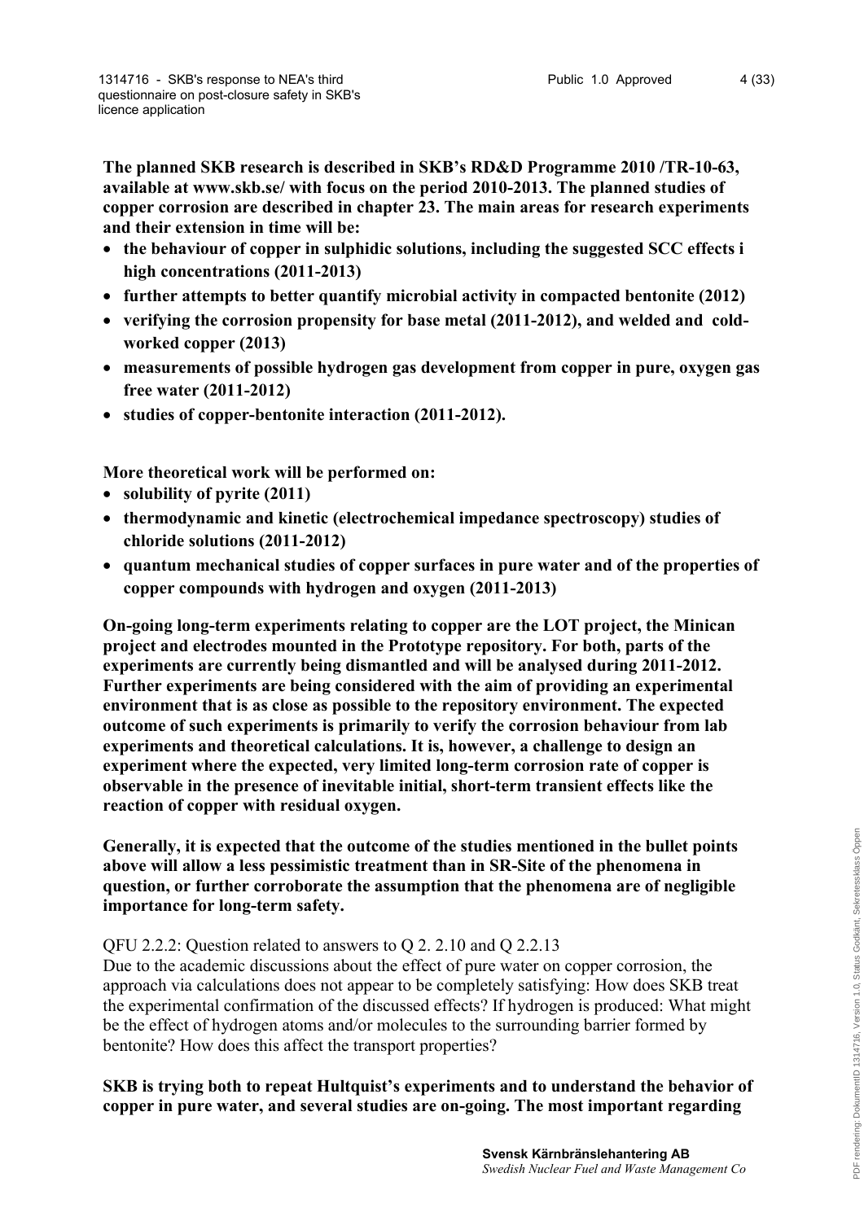**The planned SKB research is described in SKB's RD&D Programme 2010 /TR-10-63, available at www.skb.se/ with focus on the period 2010-2013. The planned studies of copper corrosion are described in chapter 23. The main areas for research experiments and their extension in time will be:**

- **the behaviour of copper in sulphidic solutions, including the suggested SCC effects i high concentrations (2011-2013)**
- **further attempts to better quantify microbial activity in compacted bentonite (2012)**
- **verifying the corrosion propensity for base metal (2011-2012), and welded and cold-worked copper (2013)**
- **measurements of possible hydrogen gas development from copper in pure, oxygen gas free water (2011-2012)**
- **studies of copper-bentonite interaction (2011-2012).**

**More theoretical work will be performed on:**

- **solubility of pyrite (2011)**
- **thermodynamic and kinetic (electrochemical impedance spectroscopy) studies of chloride solutions (2011-2012)**
- **quantum mechanical studies of copper surfaces in pure water and of the properties of copper compounds with hydrogen and oxygen (2011-2013)**

**On-going long-term experiments relating to copper are the LOT project, the Minican project and electrodes mounted in the Prototype repository. For both, parts of the experiments are currently being dismantled and will be analysed during 2011-2012. Further experiments are being considered with the aim of providing an experimental environment that is as close as possible to the repository environment. The expected outcome of such experiments is primarily to verify the corrosion behaviour from lab experiments and theoretical calculations. It is, however, a challenge to design an experiment where the expected, very limited long-term corrosion rate of copper is observable in the presence of inevitable initial, short-term transient effects like the reaction of copper with residual oxygen.**

**Generally, it is expected that the outcome of the studies mentioned in the bullet points above will allow a less pessimistic treatment than in SR-Site of the phenomena in question, or further corroborate the assumption that the phenomena are of negligible importance for long-term safety.**

QFU 2.2.2: Question related to answers to Q 2. 2.10 and Q 2.2.13
Due to the academic discussions about the effect of pure water on copper corrosion, the approach via calculations does not appear to be completely satisfying: How does SKB treat the experimental confirmation of the discussed effects? If hydrogen is produced: What might be the effect of hydrogen atoms and/or molecules to the surrounding barrier formed by bentonite? How does this affect the transport properties?

**SKB is trying both to repeat Hultquist's experiments and to understand the behavior of copper in pure water, and several studies are on-going. The most important regarding**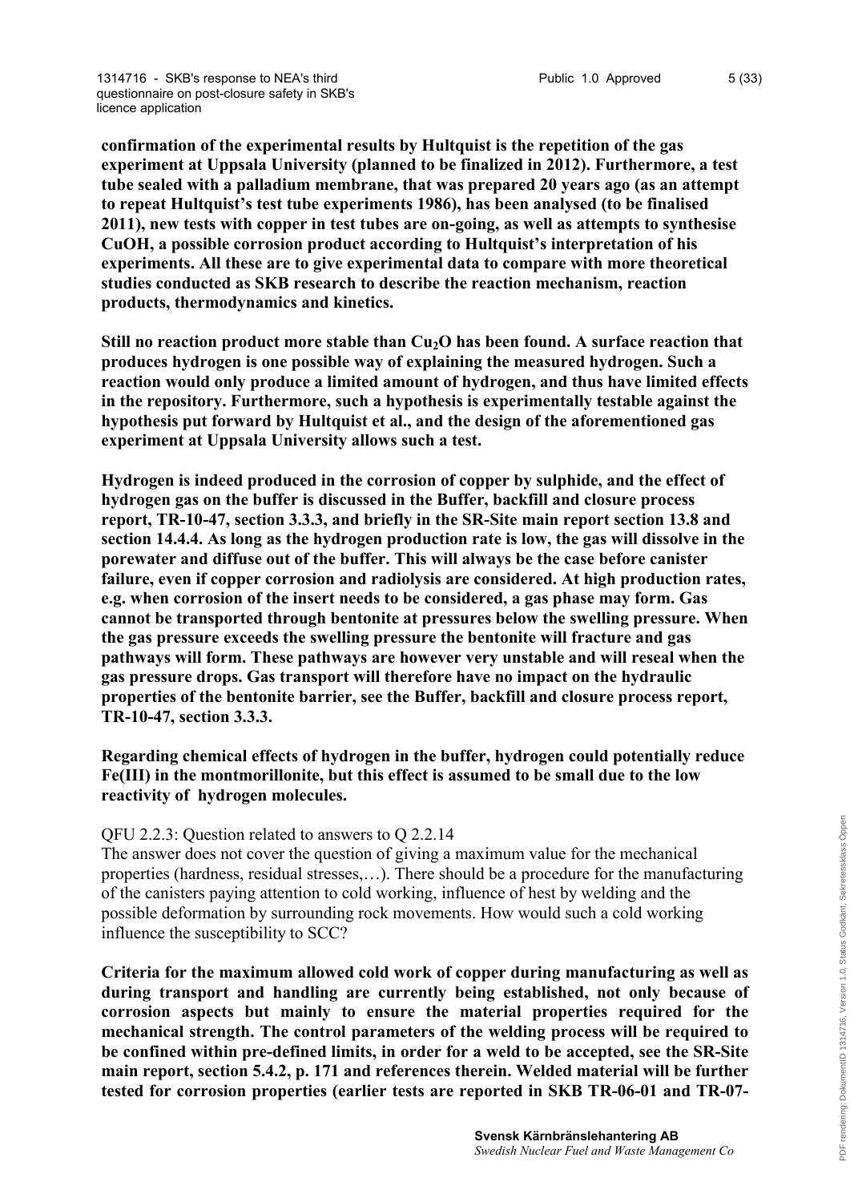**confirmation of the experimental results by Hultquist is the repetition of the gas experiment at Uppsala University (planned to be finalized in 2012). Furthermore, a test tube sealed with a palladium membrane, that was prepared 20 years ago (as an attempt to repeat Hultquist's test tube experiments 1986), has been analysed (to be finalised 2011), new tests with copper in test tubes are on-going, as well as attempts to synthesise CuOH, a possible corrosion product according to Hultquist's interpretation of his experiments. All these are to give experimental data to compare with more theoretical studies conducted as SKB research to describe the reaction mechanism, reaction products, thermodynamics and kinetics.**

**Still no reaction product more stable than $Cu_2O$ has been found. A surface reaction that produces hydrogen is one possible way of explaining the measured hydrogen. Such a reaction would only produce a limited amount of hydrogen, and thus have limited effects in the repository. Furthermore, such a hypothesis is experimentally testable against the hypothesis put forward by Hultquist et al., and the design of the aforementioned gas experiment at Uppsala University allows such a test.**

**Hydrogen is indeed produced in the corrosion of copper by sulphide, and the effect of hydrogen gas on the buffer is discussed in the Buffer, backfill and closure process report, TR-10-47, section 3.3.3, and briefly in the SR-Site main report section 13.8 and section 14.4.4. As long as the hydrogen production rate is low, the gas will dissolve in the porewater and diffuse out of the buffer. This will always be the case before canister failure, even if copper corrosion and radiolysis are considered. At high production rates, e.g. when corrosion of the insert needs to be considered, a gas phase may form. Gas cannot be transported through bentonite at pressures below the swelling pressure. When the gas pressure exceeds the swelling pressure the bentonite will fracture and gas pathways will form. These pathways are however very unstable and will reseal when the gas pressure drops. Gas transport will therefore have no impact on the hydraulic properties of the bentonite barrier, see the Buffer, backfill and closure process report, TR-10-47, section 3.3.3.**

**Regarding chemical effects of hydrogen in the buffer, hydrogen could potentially reduce Fe(III) in the montmorillonite, but this effect is assumed to be small due to the low reactivity of hydrogen molecules.**

QFU 2.2.3: Question related to answers to Q 2.2.14
The answer does not cover the question of giving a maximum value for the mechanical properties (hardness, residual stresses,…). There should be a procedure for the manufacturing of the canisters paying attention to cold working, influence of hest by welding and the possible deformation by surrounding rock movements. How would such a cold working influence the susceptibility to SCC?

**Criteria for the maximum allowed cold work of copper during manufacturing as well as during transport and handling are currently being established, not only because of corrosion aspects but mainly to ensure the material properties required for the mechanical strength. The control parameters of the welding process will be required to be confined within pre-defined limits, in order for a weld to be accepted, see the SR-Site main report, section 5.4.2, p. 171 and references therein. Welded material will be further tested for corrosion properties (earlier tests are reported in SKB TR-06-01 and TR-07-**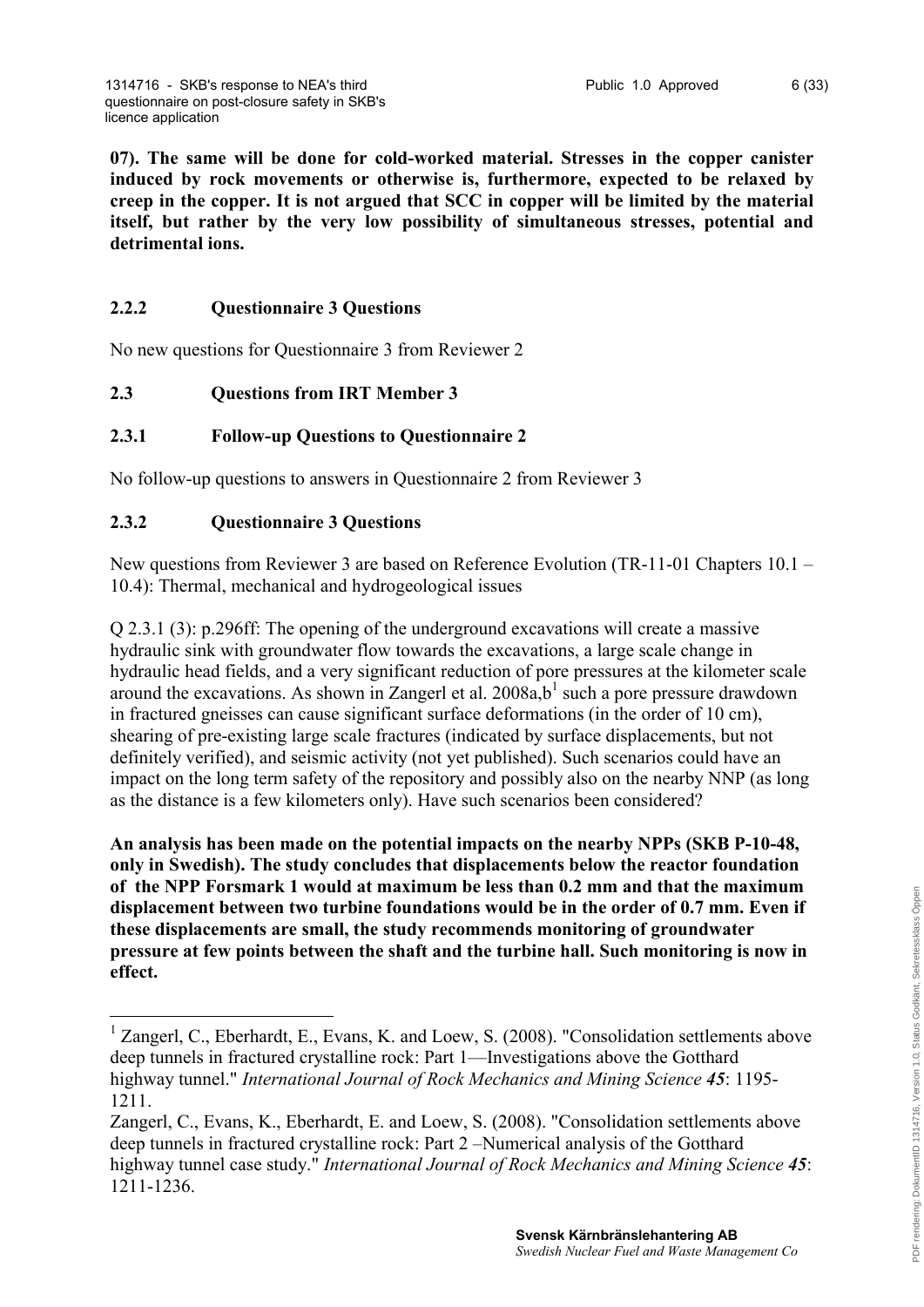**07). The same will be done for cold-worked material. Stresses in the copper canister induced by rock movements or otherwise is, furthermore, expected to be relaxed by creep in the copper. It is not argued that SCC in copper will be limited by the material itself, but rather by the very low possibility of simultaneous stresses, potential and detrimental ions.**

### 2.2.2 Questionnaire 3 Questions

No new questions for Questionnaire 3 from Reviewer 2

## 2.3 Questions from IRT Member 3

### 2.3.1 Follow-up Questions to Questionnaire 2

No follow-up questions to answers in Questionnaire 2 from Reviewer 3

### 2.3.2 Questionnaire 3 Questions

New questions from Reviewer 3 are based on Reference Evolution (TR-11-01 Chapters 10.1 – 10.4): Thermal, mechanical and hydrogeological issues

Q 2.3.1 (3): p.296ff: The opening of the underground excavations will create a massive hydraulic sink with groundwater flow towards the excavations, a large scale change in hydraulic head fields, and a very significant reduction of pore pressures at the kilometer scale around the excavations. As shown in Zangerl et al. 2008a,b[1] such a pore pressure drawdown in fractured gneisses can cause significant surface deformations (in the order of 10 cm), shearing of pre-existing large scale fractures (indicated by surface displacements, but not definitely verified), and seismic activity (not yet published). Such scenarios could have an impact on the long term safety of the repository and possibly also on the nearby NNP (as long as the distance is a few kilometers only). Have such scenarios been considered?

**An analysis has been made on the potential impacts on the nearby NPPs (SKB P-10-48, only in Swedish). The study concludes that displacements below the reactor foundation of the NPP Forsmark 1 would at maximum be less than 0.2 mm and that the maximum displacement between two turbine foundations would be in the order of 0.7 mm. Even if these displacements are small, the study recommends monitoring of groundwater pressure at few points between the shaft and the turbine hall. Such monitoring is now in effect.**

---

[1] Zangerl, C., Eberhardt, E., Evans, K. and Loew, S. (2008). "Consolidation settlements above deep tunnels in fractured crystalline rock: Part 1—Investigations above the Gotthard highway tunnel." *International Journal of Rock Mechanics and Mining Science* ***45***: 1195-1211.

Zangerl, C., Evans, K., Eberhardt, E. and Loew, S. (2008). "Consolidation settlements above deep tunnels in fractured crystalline rock: Part 2 –Numerical analysis of the Gotthard highway tunnel case study." *International Journal of Rock Mechanics and Mining Science* ***45***: 1211-1236.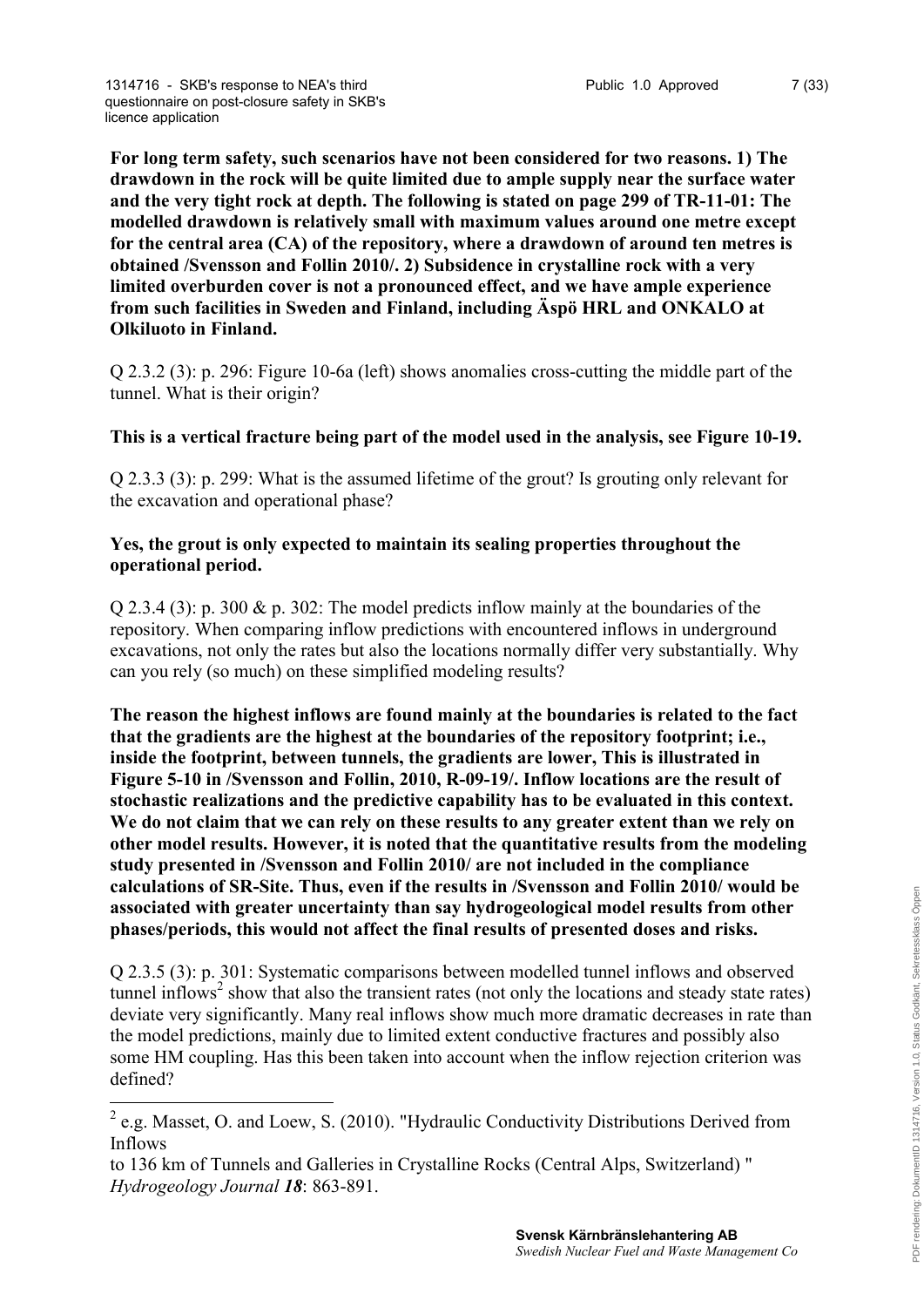**For long term safety, such scenarios have not been considered for two reasons. 1) The drawdown in the rock will be quite limited due to ample supply near the surface water and the very tight rock at depth. The following is stated on page 299 of TR-11-01: The modelled drawdown is relatively small with maximum values around one metre except for the central area (CA) of the repository, where a drawdown of around ten metres is obtained /Svensson and Follin 2010/. 2) Subsidence in crystalline rock with a very limited overburden cover is not a pronounced effect, and we have ample experience from such facilities in Sweden and Finland, including Äspö HRL and ONKALO at Olkiluoto in Finland.**

Q 2.3.2 (3): p. 296: Figure 10-6a (left) shows anomalies cross-cutting the middle part of the tunnel. What is their origin?

**This is a vertical fracture being part of the model used in the analysis, see Figure 10-19.**

Q 2.3.3 (3): p. 299: What is the assumed lifetime of the grout? Is grouting only relevant for the excavation and operational phase?

**Yes, the grout is only expected to maintain its sealing properties throughout the operational period.**

Q 2.3.4 (3): p. 300 & p. 302: The model predicts inflow mainly at the boundaries of the repository. When comparing inflow predictions with encountered inflows in underground excavations, not only the rates but also the locations normally differ very substantially. Why can you rely (so much) on these simplified modeling results?

**The reason the highest inflows are found mainly at the boundaries is related to the fact that the gradients are the highest at the boundaries of the repository footprint; i.e., inside the footprint, between tunnels, the gradients are lower, This is illustrated in Figure 5-10 in /Svensson and Follin, 2010, R-09-19/. Inflow locations are the result of stochastic realizations and the predictive capability has to be evaluated in this context. We do not claim that we can rely on these results to any greater extent than we rely on other model results. However, it is noted that the quantitative results from the modeling study presented in /Svensson and Follin 2010/ are not included in the compliance calculations of SR-Site. Thus, even if the results in /Svensson and Follin 2010/ would be associated with greater uncertainty than say hydrogeological model results from other phases/periods, this would not affect the final results of presented doses and risks.**

Q 2.3.5 (3): p. 301: Systematic comparisons between modelled tunnel inflows and observed tunnel inflows[2] show that also the transient rates (not only the locations and steady state rates) deviate very significantly. Many real inflows show much more dramatic decreases in rate than the model predictions, mainly due to limited extent conductive fractures and possibly also some HM coupling. Has this been taken into account when the inflow rejection criterion was defined?

---

[2] e.g. Masset, O. and Loew, S. (2010). "Hydraulic Conductivity Distributions Derived from Inflows to 136 km of Tunnels and Galleries in Crystalline Rocks (Central Alps, Switzerland) " *Hydrogeology Journal* ***18***: 863-891.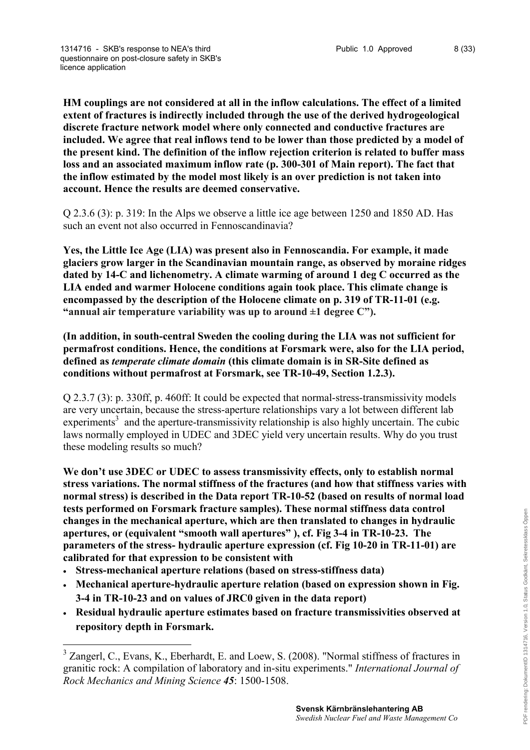**HM couplings are not considered at all in the inflow calculations. The effect of a limited extent of fractures is indirectly included through the use of the derived hydrogeological discrete fracture network model where only connected and conductive fractures are included. We agree that real inflows tend to be lower than those predicted by a model of the present kind. The definition of the inflow rejection criterion is related to buffer mass loss and an associated maximum inflow rate (p. 300-301 of Main report). The fact that the inflow estimated by the model most likely is an over prediction is not taken into account. Hence the results are deemed conservative.**

Q 2.3.6 (3): p. 319: In the Alps we observe a little ice age between 1250 and 1850 AD. Has such an event not also occurred in Fennoscandinavia?

**Yes, the Little Ice Age (LIA) was present also in Fennoscandia. For example, it made glaciers grow larger in the Scandinavian mountain range, as observed by moraine ridges dated by 14-C and lichenometry. A climate warming of around 1 deg C occurred as the LIA ended and warmer Holocene conditions again took place. This climate change is encompassed by the description of the Holocene climate on p. 319 of TR-11-01 (e.g. "annual air temperature variability was up to around ±1 degree C").**

**(In addition, in south-central Sweden the cooling during the LIA was not sufficient for permafrost conditions. Hence, the conditions at Forsmark were, also for the LIA period, defined as *temperate climate domain* (this climate domain is in SR-Site defined as conditions without permafrost at Forsmark, see TR-10-49, Section 1.2.3).**

Q 2.3.7 (3): p. 330ff, p. 460ff: It could be expected that normal-stress-transmissivity models are very uncertain, because the stress-aperture relationships vary a lot between different lab experiments[3] and the aperture-transmissivity relationship is also highly uncertain. The cubic laws normally employed in UDEC and 3DEC yield very uncertain results. Why do you trust these modeling results so much?

**We don't use 3DEC or UDEC to assess transmissivity effects, only to establish normal stress variations. The normal stiffness of the fractures (and how that stiffness varies with normal stress) is described in the Data report TR-10-52 (based on results of normal load tests performed on Forsmark fracture samples). These normal stiffness data control changes in the mechanical aperture, which are then translated to changes in hydraulic apertures, or (equivalent "smooth wall apertures" ), cf. Fig 3-4 in TR-10-23. The parameters of the stress- hydraulic aperture expression (cf. Fig 10-20 in TR-11-01) are calibrated for that expression to be consistent with**

- **Stress-mechanical aperture relations (based on stress-stiffness data)**
- **Mechanical aperture-hydraulic aperture relation (based on expression shown in Fig. 3-4 in TR-10-23 and on values of JRC0 given in the data report)**
- **Residual hydraulic aperture estimates based on fracture transmissivities observed at repository depth in Forsmark.**

[3] Zangerl, C., Evans, K., Eberhardt, E. and Loew, S. (2008). "Normal stiffness of fractures in granitic rock: A compilation of laboratory and in-situ experiments." *International Journal of Rock Mechanics and Mining Science* ***45***: 1500-1508.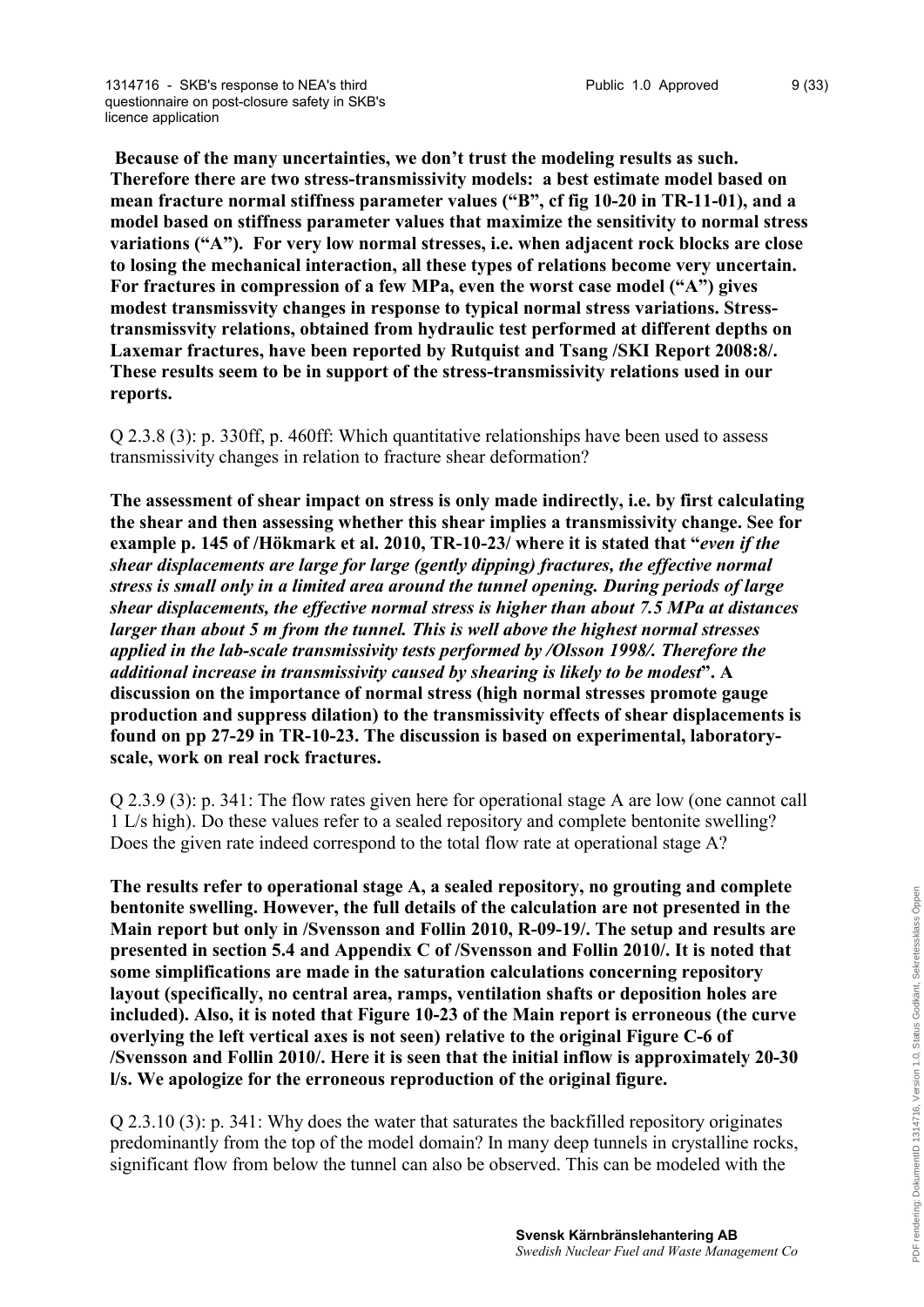**Because of the many uncertainties, we don't trust the modeling results as such. Therefore there are two stress-transmissivity models: a best estimate model based on mean fracture normal stiffness parameter values ("B", cf fig 10-20 in TR-11-01), and a model based on stiffness parameter values that maximize the sensitivity to normal stress variations ("A"). For very low normal stresses, i.e. when adjacent rock blocks are close to losing the mechanical interaction, all these types of relations become very uncertain. For fractures in compression of a few MPa, even the worst case model ("A") gives modest transmissvity changes in response to typical normal stress variations. Stress-transmissvity relations, obtained from hydraulic test performed at different depths on Laxemar fractures, have been reported by Rutquist and Tsang /SKI Report 2008:8/. These results seem to be in support of the stress-transmissivity relations used in our reports.**

Q 2.3.8 (3): p. 330ff, p. 460ff: Which quantitative relationships have been used to assess transmissivity changes in relation to fracture shear deformation?

**The assessment of shear impact on stress is only made indirectly, i.e. by first calculating the shear and then assessing whether this shear implies a transmissivity change. See for example p. 145 of /Hökmark et al. 2010, TR-10-23/ where it is stated that "*even if the shear displacements are large for large (gently dipping) fractures, the effective normal stress is small only in a limited area around the tunnel opening. During periods of large shear displacements, the effective normal stress is higher than about 7.5 MPa at distances larger than about 5 m from the tunnel. This is well above the highest normal stresses applied in the lab-scale transmissivity tests performed by /Olsson 1998/. Therefore the additional increase in transmissivity caused by shearing is likely to be modest*". A discussion on the importance of normal stress (high normal stresses promote gauge production and suppress dilation) to the transmissivity effects of shear displacements is found on pp 27-29 in TR-10-23. The discussion is based on experimental, laboratory-scale, work on real rock fractures.**

Q 2.3.9 (3): p. 341: The flow rates given here for operational stage A are low (one cannot call 1 L/s high). Do these values refer to a sealed repository and complete bentonite swelling? Does the given rate indeed correspond to the total flow rate at operational stage A?

**The results refer to operational stage A, a sealed repository, no grouting and complete bentonite swelling. However, the full details of the calculation are not presented in the Main report but only in /Svensson and Follin 2010, R-09-19/. The setup and results are presented in section 5.4 and Appendix C of /Svensson and Follin 2010/. It is noted that some simplifications are made in the saturation calculations concerning repository layout (specifically, no central area, ramps, ventilation shafts or deposition holes are included). Also, it is noted that Figure 10-23 of the Main report is erroneous (the curve overlying the left vertical axes is not seen) relative to the original Figure C-6 of /Svensson and Follin 2010/. Here it is seen that the initial inflow is approximately 20-30 l/s. We apologize for the erroneous reproduction of the original figure.**

Q 2.3.10 (3): p. 341: Why does the water that saturates the backfilled repository originates predominantly from the top of the model domain? In many deep tunnels in crystalline rocks, significant flow from below the tunnel can also be observed. This can be modeled with the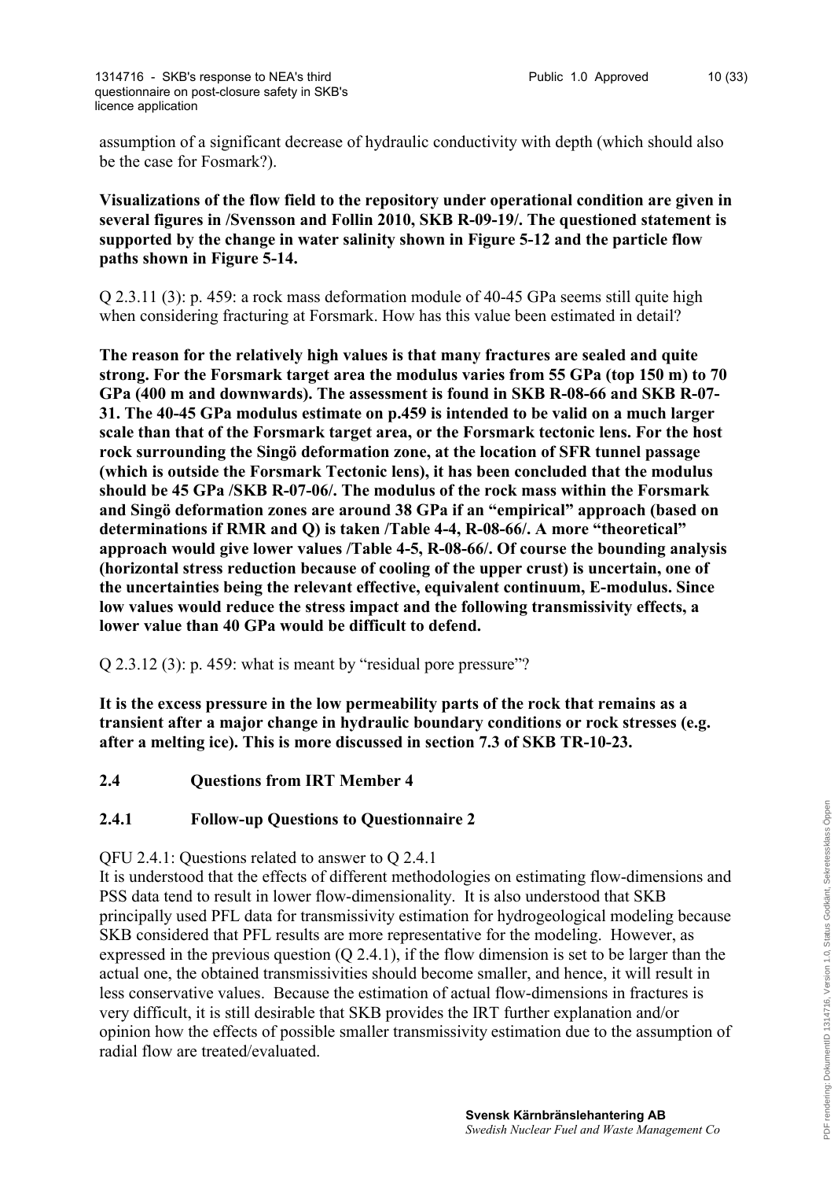assumption of a significant decrease of hydraulic conductivity with depth (which should also be the case for Fosmark?).

**Visualizations of the flow field to the repository under operational condition are given in several figures in /Svensson and Follin 2010, SKB R-09-19/. The questioned statement is supported by the change in water salinity shown in Figure 5-12 and the particle flow paths shown in Figure 5-14.**

Q 2.3.11 (3): p. 459: a rock mass deformation module of 40-45 GPa seems still quite high when considering fracturing at Forsmark. How has this value been estimated in detail?

**The reason for the relatively high values is that many fractures are sealed and quite strong. For the Forsmark target area the modulus varies from 55 GPa (top 150 m) to 70 GPa (400 m and downwards). The assessment is found in SKB R-08-66 and SKB R-07-31. The 40-45 GPa modulus estimate on p.459 is intended to be valid on a much larger scale than that of the Forsmark target area, or the Forsmark tectonic lens. For the host rock surrounding the Singö deformation zone, at the location of SFR tunnel passage (which is outside the Forsmark Tectonic lens), it has been concluded that the modulus should be 45 GPa /SKB R-07-06/. The modulus of the rock mass within the Forsmark and Singö deformation zones are around 38 GPa if an "empirical" approach (based on determinations if RMR and Q) is taken /Table 4-4, R-08-66/. A more "theoretical" approach would give lower values /Table 4-5, R-08-66/. Of course the bounding analysis (horizontal stress reduction because of cooling of the upper crust) is uncertain, one of the uncertainties being the relevant effective, equivalent continuum, E-modulus. Since low values would reduce the stress impact and the following transmissivity effects, a lower value than 40 GPa would be difficult to defend.**

Q 2.3.12 (3): p. 459: what is meant by "residual pore pressure"?

**It is the excess pressure in the low permeability parts of the rock that remains as a transient after a major change in hydraulic boundary conditions or rock stresses (e.g. after a melting ice). This is more discussed in section 7.3 of SKB TR-10-23.**

## 2.4 Questions from IRT Member 4

### 2.4.1 Follow-up Questions to Questionnaire 2

QFU 2.4.1: Questions related to answer to Q 2.4.1

It is understood that the effects of different methodologies on estimating flow-dimensions and PSS data tend to result in lower flow-dimensionality. It is also understood that SKB principally used PFL data for transmissivity estimation for hydrogeological modeling because SKB considered that PFL results are more representative for the modeling. However, as expressed in the previous question (Q 2.4.1), if the flow dimension is set to be larger than the actual one, the obtained transmissivities should become smaller, and hence, it will result in less conservative values. Because the estimation of actual flow-dimensions in fractures is very difficult, it is still desirable that SKB provides the IRT further explanation and/or opinion how the effects of possible smaller transmissivity estimation due to the assumption of radial flow are treated/evaluated.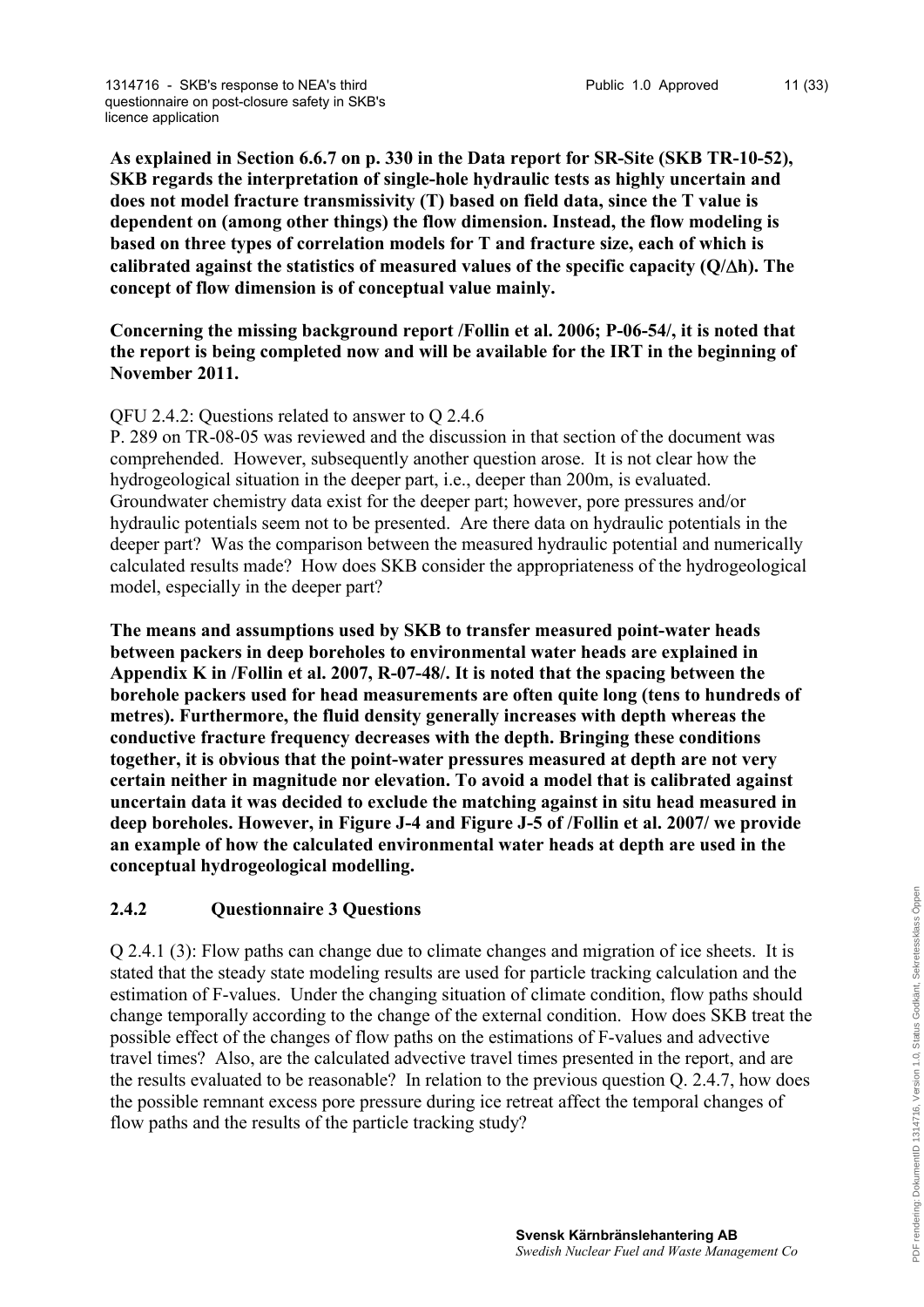**As explained in Section 6.6.7 on p. 330 in the Data report for SR-Site (SKB TR-10-52), SKB regards the interpretation of single-hole hydraulic tests as highly uncertain and does not model fracture transmissivity (T) based on field data, since the T value is dependent on (among other things) the flow dimension. Instead, the flow modeling is based on three types of correlation models for T and fracture size, each of which is calibrated against the statistics of measured values of the specific capacity (Q/Δh). The concept of flow dimension is of conceptual value mainly.**

**Concerning the missing background report /Follin et al. 2006; P-06-54/, it is noted that the report is being completed now and will be available for the IRT in the beginning of November 2011.**

QFU 2.4.2: Questions related to answer to Q 2.4.6
P. 289 on TR-08-05 was reviewed and the discussion in that section of the document was comprehended. However, subsequently another question arose. It is not clear how the hydrogeological situation in the deeper part, i.e., deeper than 200m, is evaluated. Groundwater chemistry data exist for the deeper part; however, pore pressures and/or hydraulic potentials seem not to be presented. Are there data on hydraulic potentials in the deeper part? Was the comparison between the measured hydraulic potential and numerically calculated results made? How does SKB consider the appropriateness of the hydrogeological model, especially in the deeper part?

**The means and assumptions used by SKB to transfer measured point-water heads between packers in deep boreholes to environmental water heads are explained in Appendix K in /Follin et al. 2007, R-07-48/. It is noted that the spacing between the borehole packers used for head measurements are often quite long (tens to hundreds of metres). Furthermore, the fluid density generally increases with depth whereas the conductive fracture frequency decreases with the depth. Bringing these conditions together, it is obvious that the point-water pressures measured at depth are not very certain neither in magnitude nor elevation. To avoid a model that is calibrated against uncertain data it was decided to exclude the matching against in situ head measured in deep boreholes. However, in Figure J-4 and Figure J-5 of /Follin et al. 2007/ we provide an example of how the calculated environmental water heads at depth are used in the conceptual hydrogeological modelling.**

### 2.4.2 Questionnaire 3 Questions

Q 2.4.1 (3): Flow paths can change due to climate changes and migration of ice sheets. It is stated that the steady state modeling results are used for particle tracking calculation and the estimation of F-values. Under the changing situation of climate condition, flow paths should change temporally according to the change of the external condition. How does SKB treat the possible effect of the changes of flow paths on the estimations of F-values and advective travel times? Also, are the calculated advective travel times presented in the report, and are the results evaluated to be reasonable? In relation to the previous question Q. 2.4.7, how does the possible remnant excess pore pressure during ice retreat affect the temporal changes of flow paths and the results of the particle tracking study?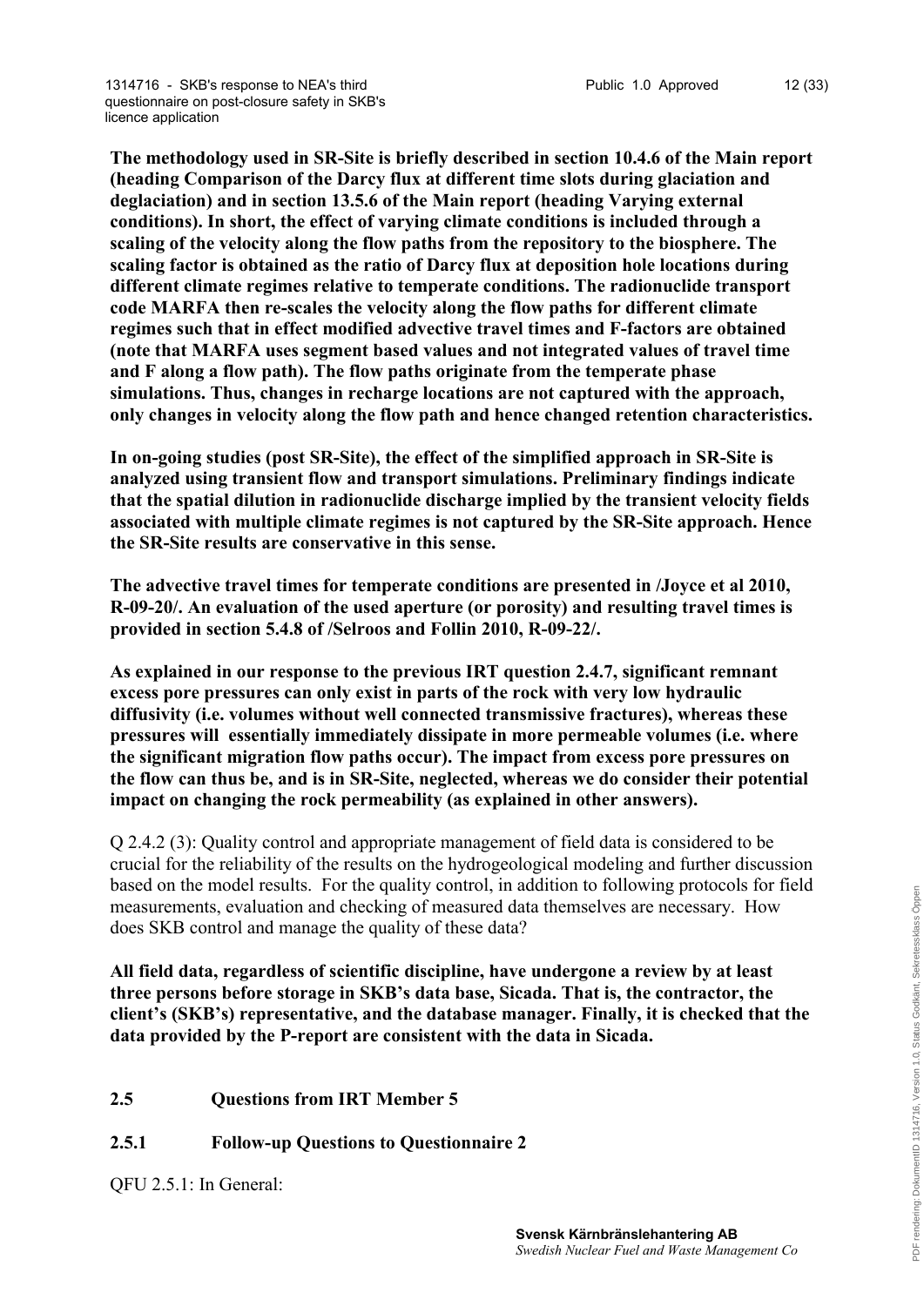**The methodology used in SR-Site is briefly described in section 10.4.6 of the Main report (heading Comparison of the Darcy flux at different time slots during glaciation and deglaciation) and in section 13.5.6 of the Main report (heading Varying external conditions). In short, the effect of varying climate conditions is included through a scaling of the velocity along the flow paths from the repository to the biosphere. The scaling factor is obtained as the ratio of Darcy flux at deposition hole locations during different climate regimes relative to temperate conditions. The radionuclide transport code MARFA then re-scales the velocity along the flow paths for different climate regimes such that in effect modified advective travel times and F-factors are obtained (note that MARFA uses segment based values and not integrated values of travel time and F along a flow path). The flow paths originate from the temperate phase simulations. Thus, changes in recharge locations are not captured with the approach, only changes in velocity along the flow path and hence changed retention characteristics.**

**In on-going studies (post SR-Site), the effect of the simplified approach in SR-Site is analyzed using transient flow and transport simulations. Preliminary findings indicate that the spatial dilution in radionuclide discharge implied by the transient velocity fields associated with multiple climate regimes is not captured by the SR-Site approach. Hence the SR-Site results are conservative in this sense.**

**The advective travel times for temperate conditions are presented in /Joyce et al 2010, R-09-20/. An evaluation of the used aperture (or porosity) and resulting travel times is provided in section 5.4.8 of /Selroos and Follin 2010, R-09-22/.**

**As explained in our response to the previous IRT question 2.4.7, significant remnant excess pore pressures can only exist in parts of the rock with very low hydraulic diffusivity (i.e. volumes without well connected transmissive fractures), whereas these pressures will essentially immediately dissipate in more permeable volumes (i.e. where the significant migration flow paths occur). The impact from excess pore pressures on the flow can thus be, and is in SR-Site, neglected, whereas we do consider their potential impact on changing the rock permeability (as explained in other answers).**

Q 2.4.2 (3): Quality control and appropriate management of field data is considered to be crucial for the reliability of the results on the hydrogeological modeling and further discussion based on the model results. For the quality control, in addition to following protocols for field measurements, evaluation and checking of measured data themselves are necessary. How does SKB control and manage the quality of these data?

**All field data, regardless of scientific discipline, have undergone a review by at least three persons before storage in SKB's data base, Sicada. That is, the contractor, the client's (SKB's) representative, and the database manager. Finally, it is checked that the data provided by the P-report are consistent with the data in Sicada.**

## 2.5 Questions from IRT Member 5

### 2.5.1 Follow-up Questions to Questionnaire 2

QFU 2.5.1: In General: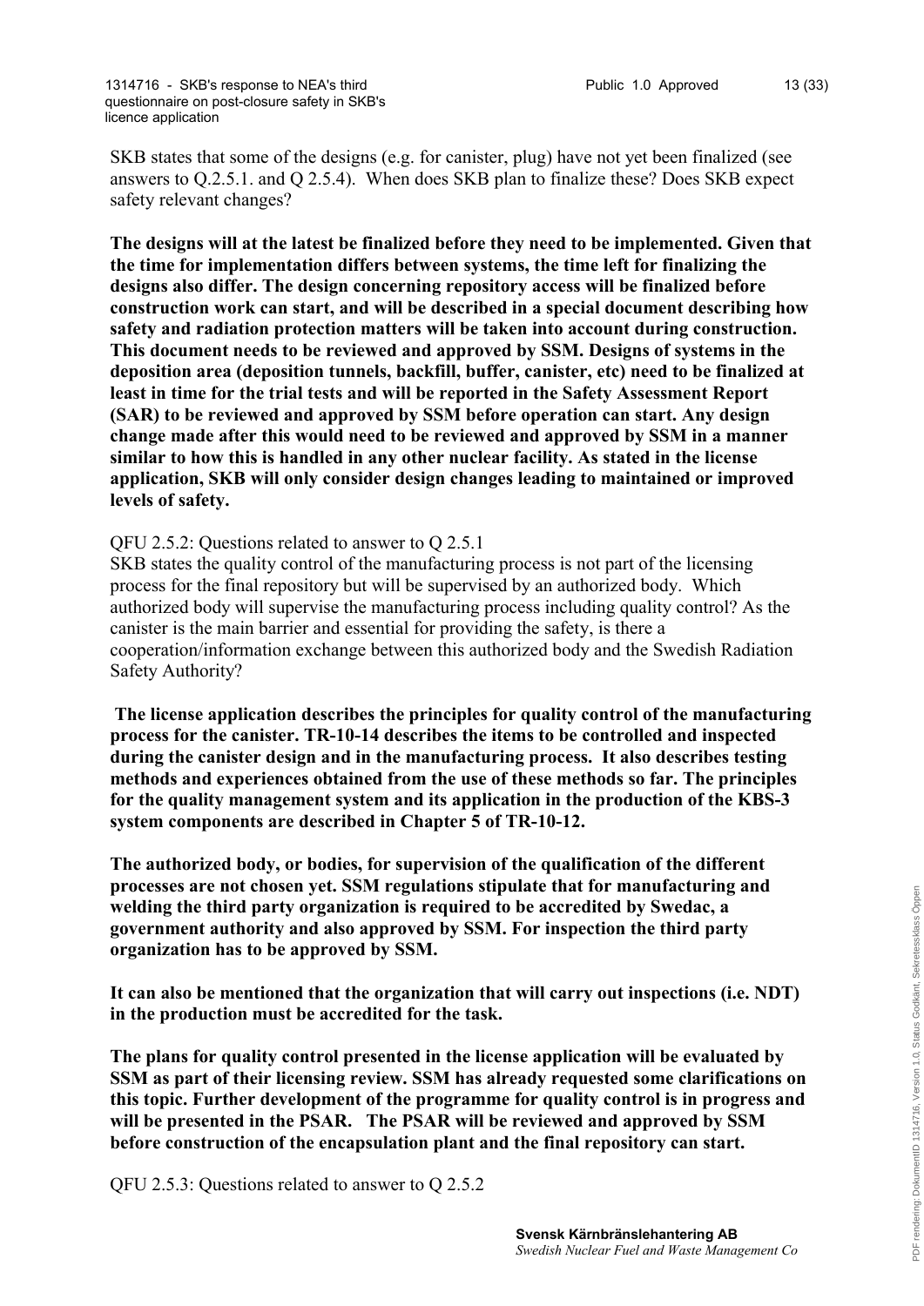SKB states that some of the designs (e.g. for canister, plug) have not yet been finalized (see answers to Q.2.5.1. and Q 2.5.4). When does SKB plan to finalize these? Does SKB expect safety relevant changes?

**The designs will at the latest be finalized before they need to be implemented. Given that the time for implementation differs between systems, the time left for finalizing the designs also differ. The design concerning repository access will be finalized before construction work can start, and will be described in a special document describing how safety and radiation protection matters will be taken into account during construction. This document needs to be reviewed and approved by SSM. Designs of systems in the deposition area (deposition tunnels, backfill, buffer, canister, etc) need to be finalized at least in time for the trial tests and will be reported in the Safety Assessment Report (SAR) to be reviewed and approved by SSM before operation can start. Any design change made after this would need to be reviewed and approved by SSM in a manner similar to how this is handled in any other nuclear facility. As stated in the license application, SKB will only consider design changes leading to maintained or improved levels of safety.**

QFU 2.5.2: Questions related to answer to Q 2.5.1

SKB states the quality control of the manufacturing process is not part of the licensing process for the final repository but will be supervised by an authorized body. Which authorized body will supervise the manufacturing process including quality control? As the canister is the main barrier and essential for providing the safety, is there a cooperation/information exchange between this authorized body and the Swedish Radiation Safety Authority?

**The license application describes the principles for quality control of the manufacturing process for the canister. TR-10-14 describes the items to be controlled and inspected during the canister design and in the manufacturing process. It also describes testing methods and experiences obtained from the use of these methods so far. The principles for the quality management system and its application in the production of the KBS-3 system components are described in Chapter 5 of TR-10-12.**

**The authorized body, or bodies, for supervision of the qualification of the different processes are not chosen yet. SSM regulations stipulate that for manufacturing and welding the third party organization is required to be accredited by Swedac, a government authority and also approved by SSM. For inspection the third party organization has to be approved by SSM.**

**It can also be mentioned that the organization that will carry out inspections (i.e. NDT) in the production must be accredited for the task.**

**The plans for quality control presented in the license application will be evaluated by SSM as part of their licensing review. SSM has already requested some clarifications on this topic. Further development of the programme for quality control is in progress and will be presented in the PSAR. The PSAR will be reviewed and approved by SSM before construction of the encapsulation plant and the final repository can start.**

QFU 2.5.3: Questions related to answer to Q 2.5.2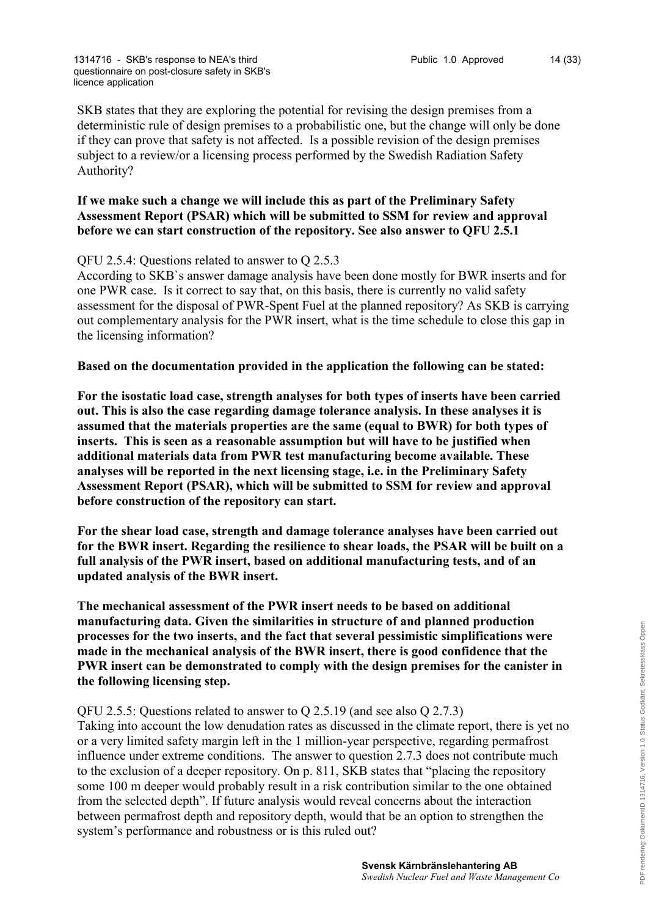SKB states that they are exploring the potential for revising the design premises from a deterministic rule of design premises to a probabilistic one, but the change will only be done if they can prove that safety is not affected. Is a possible revision of the design premises subject to a review/or a licensing process performed by the Swedish Radiation Safety Authority?

**If we make such a change we will include this as part of the Preliminary Safety Assessment Report (PSAR) which will be submitted to SSM for review and approval before we can start construction of the repository. See also answer to QFU 2.5.1**

QFU 2.5.4: Questions related to answer to Q 2.5.3

According to SKB`s answer damage analysis have been done mostly for BWR inserts and for one PWR case. Is it correct to say that, on this basis, there is currently no valid safety assessment for the disposal of PWR-Spent Fuel at the planned repository? As SKB is carrying out complementary analysis for the PWR insert, what is the time schedule to close this gap in the licensing information?

**Based on the documentation provided in the application the following can be stated:**

**For the isostatic load case, strength analyses for both types of inserts have been carried out. This is also the case regarding damage tolerance analysis. In these analyses it is assumed that the materials properties are the same (equal to BWR) for both types of inserts. This is seen as a reasonable assumption but will have to be justified when additional materials data from PWR test manufacturing become available. These analyses will be reported in the next licensing stage, i.e. in the Preliminary Safety Assessment Report (PSAR), which will be submitted to SSM for review and approval before construction of the repository can start.**

**For the shear load case, strength and damage tolerance analyses have been carried out for the BWR insert. Regarding the resilience to shear loads, the PSAR will be built on a full analysis of the PWR insert, based on additional manufacturing tests, and of an updated analysis of the BWR insert.**

**The mechanical assessment of the PWR insert needs to be based on additional manufacturing data. Given the similarities in structure of and planned production processes for the two inserts, and the fact that several pessimistic simplifications were made in the mechanical analysis of the BWR insert, there is good confidence that the PWR insert can be demonstrated to comply with the design premises for the canister in the following licensing step.**

QFU 2.5.5: Questions related to answer to Q 2.5.19 (and see also Q 2.7.3)

Taking into account the low denudation rates as discussed in the climate report, there is yet no or a very limited safety margin left in the 1 million-year perspective, regarding permafrost influence under extreme conditions. The answer to question 2.7.3 does not contribute much to the exclusion of a deeper repository. On p. 811, SKB states that "placing the repository some 100 m deeper would probably result in a risk contribution similar to the one obtained from the selected depth". If future analysis would reveal concerns about the interaction between permafrost depth and repository depth, would that be an option to strengthen the system's performance and robustness or is this ruled out?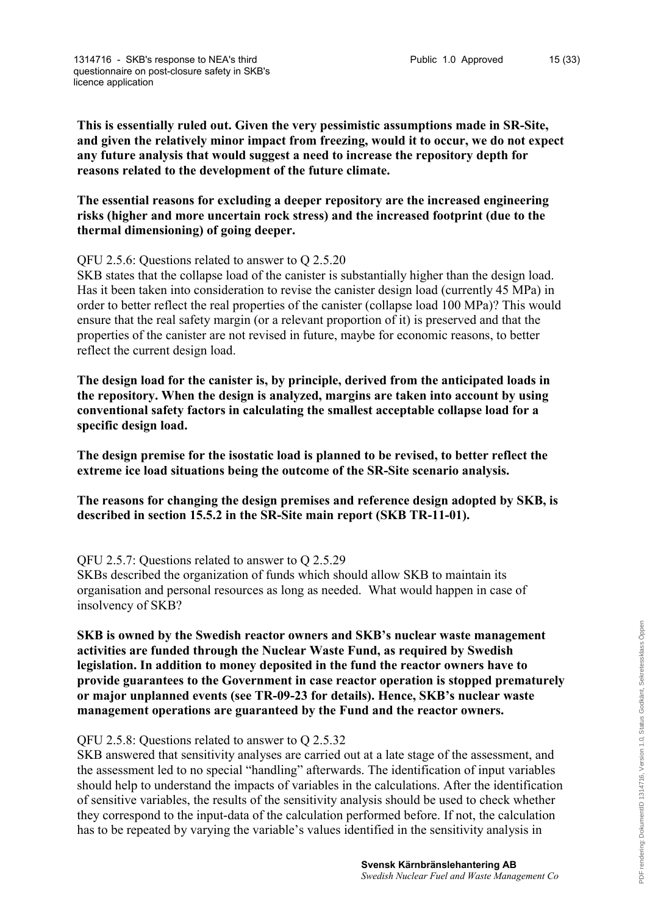**This is essentially ruled out. Given the very pessimistic assumptions made in SR-Site, and given the relatively minor impact from freezing, would it to occur, we do not expect any future analysis that would suggest a need to increase the repository depth for reasons related to the development of the future climate.**

**The essential reasons for excluding a deeper repository are the increased engineering risks (higher and more uncertain rock stress) and the increased footprint (due to the thermal dimensioning) of going deeper.**

QFU 2.5.6: Questions related to answer to Q 2.5.20
SKB states that the collapse load of the canister is substantially higher than the design load. Has it been taken into consideration to revise the canister design load (currently 45 MPa) in order to better reflect the real properties of the canister (collapse load 100 MPa)? This would ensure that the real safety margin (or a relevant proportion of it) is preserved and that the properties of the canister are not revised in future, maybe for economic reasons, to better reflect the current design load.

**The design load for the canister is, by principle, derived from the anticipated loads in the repository. When the design is analyzed, margins are taken into account by using conventional safety factors in calculating the smallest acceptable collapse load for a specific design load.**

**The design premise for the isostatic load is planned to be revised, to better reflect the extreme ice load situations being the outcome of the SR-Site scenario analysis.**

**The reasons for changing the design premises and reference design adopted by SKB, is described in section 15.5.2 in the SR-Site main report (SKB TR-11-01).**

QFU 2.5.7: Questions related to answer to Q 2.5.29
SKBs described the organization of funds which should allow SKB to maintain its organisation and personal resources as long as needed. What would happen in case of insolvency of SKB?

**SKB is owned by the Swedish reactor owners and SKB's nuclear waste management activities are funded through the Nuclear Waste Fund, as required by Swedish legislation. In addition to money deposited in the fund the reactor owners have to provide guarantees to the Government in case reactor operation is stopped prematurely or major unplanned events (see TR-09-23 for details). Hence, SKB's nuclear waste management operations are guaranteed by the Fund and the reactor owners.**

QFU 2.5.8: Questions related to answer to Q 2.5.32
SKB answered that sensitivity analyses are carried out at a late stage of the assessment, and the assessment led to no special "handling" afterwards. The identification of input variables should help to understand the impacts of variables in the calculations. After the identification of sensitive variables, the results of the sensitivity analysis should be used to check whether they correspond to the input-data of the calculation performed before. If not, the calculation has to be repeated by varying the variable's values identified in the sensitivity analysis in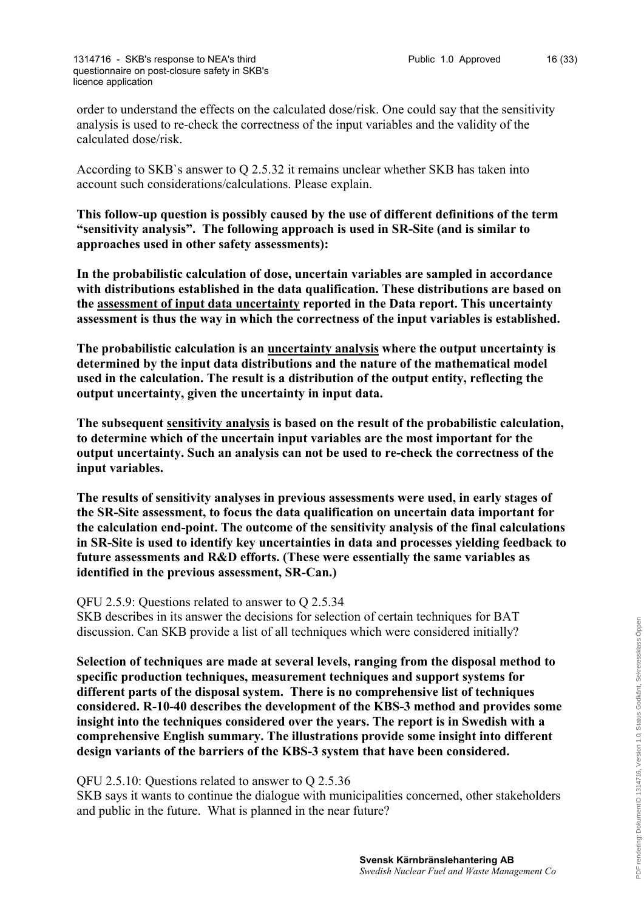order to understand the effects on the calculated dose/risk. One could say that the sensitivity analysis is used to re-check the correctness of the input variables and the validity of the calculated dose/risk.

According to SKB`s answer to Q 2.5.32 it remains unclear whether SKB has taken into account such considerations/calculations. Please explain.

**This follow-up question is possibly caused by the use of different definitions of the term "sensitivity analysis". The following approach is used in SR-Site (and is similar to approaches used in other safety assessments):**

**In the probabilistic calculation of dose, uncertain variables are sampled in accordance with distributions established in the data qualification. These distributions are based on the <u>assessment of input data uncertainty</u> reported in the Data report. This uncertainty assessment is thus the way in which the correctness of the input variables is established.**

**The probabilistic calculation is an <u>uncertainty analysis</u> where the output uncertainty is determined by the input data distributions and the nature of the mathematical model used in the calculation. The result is a distribution of the output entity, reflecting the output uncertainty, given the uncertainty in input data.**

**The subsequent <u>sensitivity analysis</u> is based on the result of the probabilistic calculation, to determine which of the uncertain input variables are the most important for the output uncertainty. Such an analysis can not be used to re-check the correctness of the input variables.**

**The results of sensitivity analyses in previous assessments were used, in early stages of the SR-Site assessment, to focus the data qualification on uncertain data important for the calculation end-point. The outcome of the sensitivity analysis of the final calculations in SR-Site is used to identify key uncertainties in data and processes yielding feedback to future assessments and R&D efforts. (These were essentially the same variables as identified in the previous assessment, SR-Can.)**

QFU 2.5.9: Questions related to answer to Q 2.5.34
SKB describes in its answer the decisions for selection of certain techniques for BAT discussion. Can SKB provide a list of all techniques which were considered initially?

**Selection of techniques are made at several levels, ranging from the disposal method to specific production techniques, measurement techniques and support systems for different parts of the disposal system. There is no comprehensive list of techniques considered. R-10-40 describes the development of the KBS-3 method and provides some insight into the techniques considered over the years. The report is in Swedish with a comprehensive English summary. The illustrations provide some insight into different design variants of the barriers of the KBS-3 system that have been considered.**

QFU 2.5.10: Questions related to answer to Q 2.5.36
SKB says it wants to continue the dialogue with municipalities concerned, other stakeholders and public in the future. What is planned in the near future?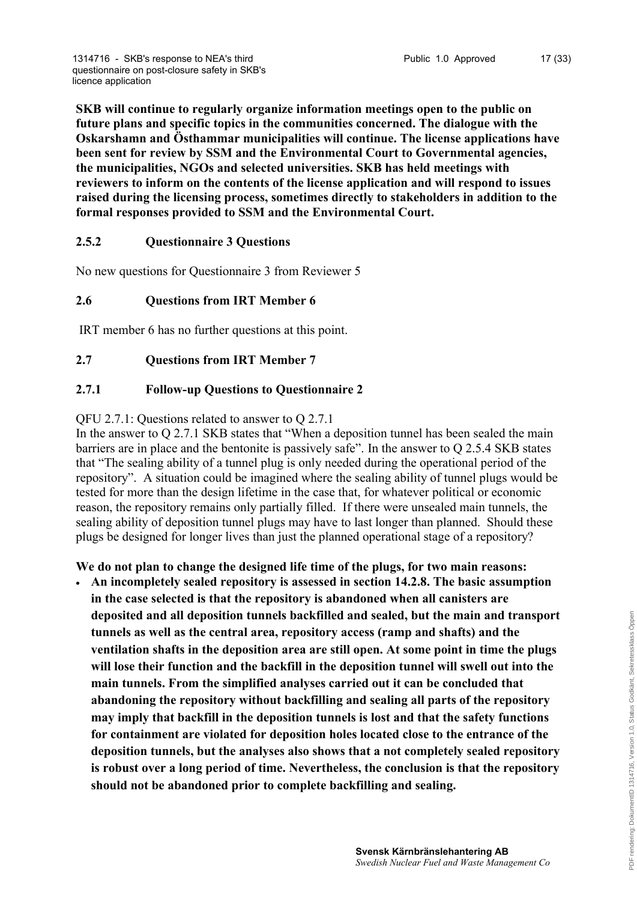**SKB will continue to regularly organize information meetings open to the public on future plans and specific topics in the communities concerned. The dialogue with the Oskarshamn and Östhammar municipalities will continue. The license applications have been sent for review by SSM and the Environmental Court to Governmental agencies, the municipalities, NGOs and selected universities. SKB has held meetings with reviewers to inform on the contents of the license application and will respond to issues raised during the licensing process, sometimes directly to stakeholders in addition to the formal responses provided to SSM and the Environmental Court.**

### 2.5.2 Questionnaire 3 Questions

No new questions for Questionnaire 3 from Reviewer 5

## 2.6 Questions from IRT Member 6

IRT member 6 has no further questions at this point.

## 2.7 Questions from IRT Member 7

### 2.7.1 Follow-up Questions to Questionnaire 2

QFU 2.7.1: Questions related to answer to Q 2.7.1

In the answer to Q 2.7.1 SKB states that "When a deposition tunnel has been sealed the main barriers are in place and the bentonite is passively safe". In the answer to Q 2.5.4 SKB states that "The sealing ability of a tunnel plug is only needed during the operational period of the repository". A situation could be imagined where the sealing ability of tunnel plugs would be tested for more than the design lifetime in the case that, for whatever political or economic reason, the repository remains only partially filled. If there were unsealed main tunnels, the sealing ability of deposition tunnel plugs may have to last longer than planned. Should these plugs be designed for longer lives than just the planned operational stage of a repository?

**We do not plan to change the designed life time of the plugs, for two main reasons:**

- **An incompletely sealed repository is assessed in section 14.2.8. The basic assumption in the case selected is that the repository is abandoned when all canisters are deposited and all deposition tunnels backfilled and sealed, but the main and transport tunnels as well as the central area, repository access (ramp and shafts) and the ventilation shafts in the deposition area are still open. At some point in time the plugs will lose their function and the backfill in the deposition tunnel will swell out into the main tunnels. From the simplified analyses carried out it can be concluded that abandoning the repository without backfilling and sealing all parts of the repository may imply that backfill in the deposition tunnels is lost and that the safety functions for containment are violated for deposition holes located close to the entrance of the deposition tunnels, but the analyses also shows that a not completely sealed repository is robust over a long period of time. Nevertheless, the conclusion is that the repository should not be abandoned prior to complete backfilling and sealing.**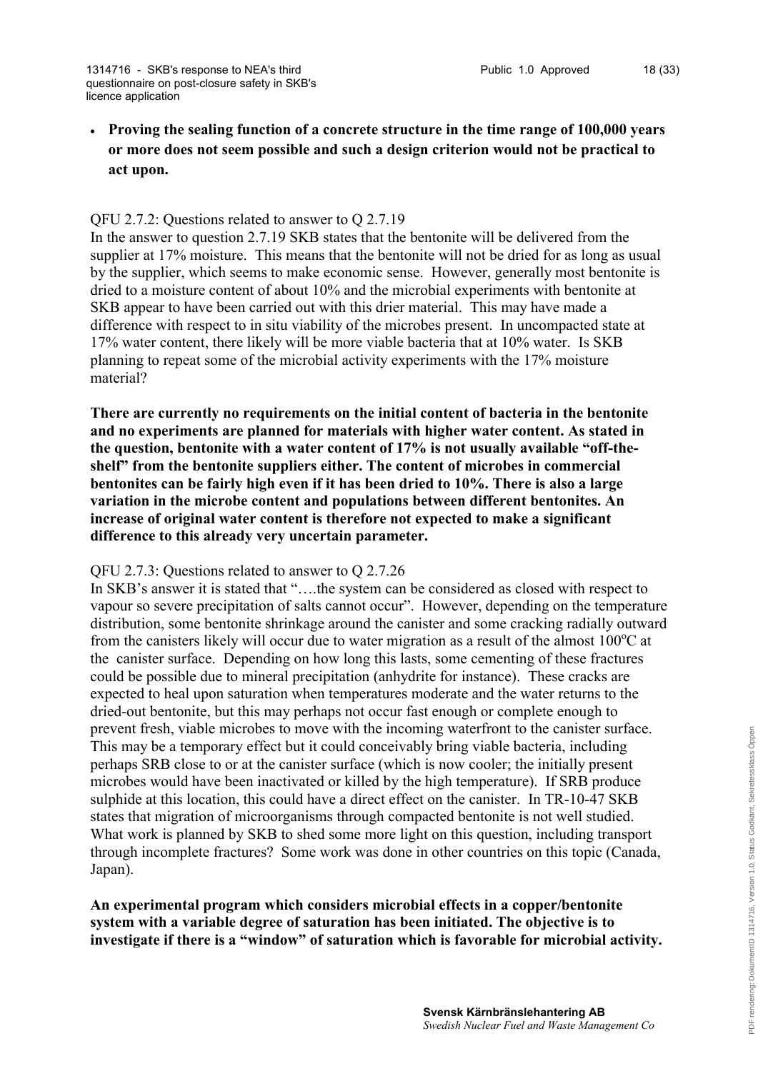- **Proving the sealing function of a concrete structure in the time range of 100,000 years or more does not seem possible and such a design criterion would not be practical to act upon.**

QFU 2.7.2: Questions related to answer to Q 2.7.19
In the answer to question 2.7.19 SKB states that the bentonite will be delivered from the supplier at 17% moisture. This means that the bentonite will not be dried for as long as usual by the supplier, which seems to make economic sense. However, generally most bentonite is dried to a moisture content of about 10% and the microbial experiments with bentonite at SKB appear to have been carried out with this drier material. This may have made a difference with respect to in situ viability of the microbes present. In uncompacted state at 17% water content, there likely will be more viable bacteria that at 10% water. Is SKB planning to repeat some of the microbial activity experiments with the 17% moisture material?

**There are currently no requirements on the initial content of bacteria in the bentonite and no experiments are planned for materials with higher water content. As stated in the question, bentonite with a water content of 17% is not usually available "off-the-shelf" from the bentonite suppliers either. The content of microbes in commercial bentonites can be fairly high even if it has been dried to 10%. There is also a large variation in the microbe content and populations between different bentonites. An increase of original water content is therefore not expected to make a significant difference to this already very uncertain parameter.**

QFU 2.7.3: Questions related to answer to Q 2.7.26
In SKB's answer it is stated that "….the system can be considered as closed with respect to vapour so severe precipitation of salts cannot occur". However, depending on the temperature distribution, some bentonite shrinkage around the canister and some cracking radially outward from the canisters likely will occur due to water migration as a result of the almost 100°C at the canister surface. Depending on how long this lasts, some cementing of these fractures could be possible due to mineral precipitation (anhydrite for instance). These cracks are expected to heal upon saturation when temperatures moderate and the water returns to the dried-out bentonite, but this may perhaps not occur fast enough or complete enough to prevent fresh, viable microbes to move with the incoming waterfront to the canister surface. This may be a temporary effect but it could conceivably bring viable bacteria, including perhaps SRB close to or at the canister surface (which is now cooler; the initially present microbes would have been inactivated or killed by the high temperature). If SRB produce sulphide at this location, this could have a direct effect on the canister. In TR-10-47 SKB states that migration of microorganisms through compacted bentonite is not well studied. What work is planned by SKB to shed some more light on this question, including transport through incomplete fractures? Some work was done in other countries on this topic (Canada, Japan).

**An experimental program which considers microbial effects in a copper/bentonite system with a variable degree of saturation has been initiated. The objective is to investigate if there is a "window" of saturation which is favorable for microbial activity.**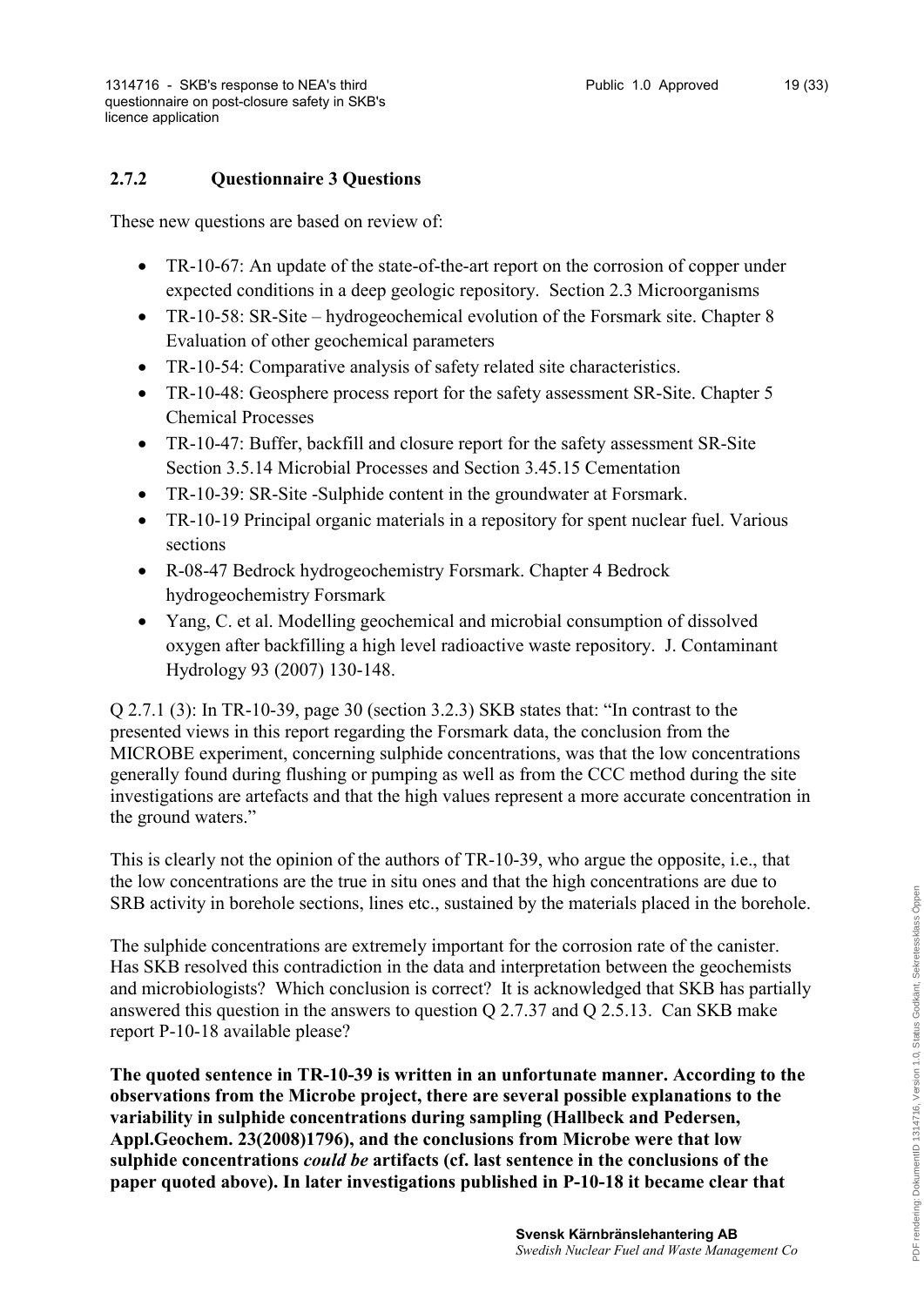### 2.7.2 Questionnaire 3 Questions

These new questions are based on review of:

- TR-10-67: An update of the state-of-the-art report on the corrosion of copper under expected conditions in a deep geologic repository. Section 2.3 Microorganisms
- TR-10-58: SR-Site – hydrogeochemical evolution of the Forsmark site. Chapter 8 Evaluation of other geochemical parameters
- TR-10-54: Comparative analysis of safety related site characteristics.
- TR-10-48: Geosphere process report for the safety assessment SR-Site. Chapter 5 Chemical Processes
- TR-10-47: Buffer, backfill and closure report for the safety assessment SR-Site Section 3.5.14 Microbial Processes and Section 3.45.15 Cementation
- TR-10-39: SR-Site -Sulphide content in the groundwater at Forsmark.
- TR-10-19 Principal organic materials in a repository for spent nuclear fuel. Various sections
- R-08-47 Bedrock hydrogeochemistry Forsmark. Chapter 4 Bedrock hydrogeochemistry Forsmark
- Yang, C. et al. Modelling geochemical and microbial consumption of dissolved oxygen after backfilling a high level radioactive waste repository. J. Contaminant Hydrology 93 (2007) 130-148.

Q 2.7.1 (3): In TR-10-39, page 30 (section 3.2.3) SKB states that: "In contrast to the presented views in this report regarding the Forsmark data, the conclusion from the MICROBE experiment, concerning sulphide concentrations, was that the low concentrations generally found during flushing or pumping as well as from the CCC method during the site investigations are artefacts and that the high values represent a more accurate concentration in the ground waters."

This is clearly not the opinion of the authors of TR-10-39, who argue the opposite, i.e., that the low concentrations are the true in situ ones and that the high concentrations are due to SRB activity in borehole sections, lines etc., sustained by the materials placed in the borehole.

The sulphide concentrations are extremely important for the corrosion rate of the canister. Has SKB resolved this contradiction in the data and interpretation between the geochemists and microbiologists? Which conclusion is correct? It is acknowledged that SKB has partially answered this question in the answers to question Q 2.7.37 and Q 2.5.13. Can SKB make report P-10-18 available please?

**The quoted sentence in TR-10-39 is written in an unfortunate manner. According to the observations from the Microbe project, there are several possible explanations to the variability in sulphide concentrations during sampling (Hallbeck and Pedersen, Appl.Geochem. 23(2008)1796), and the conclusions from Microbe were that low sulphide concentrations *could be* artifacts (cf. last sentence in the conclusions of the paper quoted above). In later investigations published in P-10-18 it became clear that**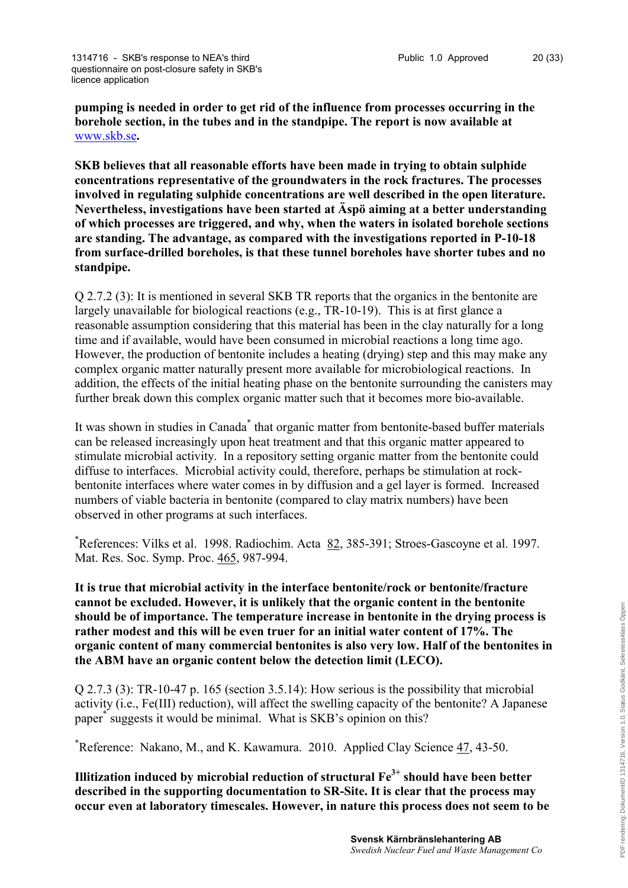**pumping is needed in order to get rid of the influence from processes occurring in the borehole section, in the tubes and in the standpipe. The report is now available at** www.skb.se**.**

**SKB believes that all reasonable efforts have been made in trying to obtain sulphide concentrations representative of the groundwaters in the rock fractures. The processes involved in regulating sulphide concentrations are well described in the open literature. Nevertheless, investigations have been started at Äspö aiming at a better understanding of which processes are triggered, and why, when the waters in isolated borehole sections are standing. The advantage, as compared with the investigations reported in P-10-18 from surface-drilled boreholes, is that these tunnel boreholes have shorter tubes and no standpipe.**

Q 2.7.2 (3): It is mentioned in several SKB TR reports that the organics in the bentonite are largely unavailable for biological reactions (e.g., TR-10-19). This is at first glance a reasonable assumption considering that this material has been in the clay naturally for a long time and if available, would have been consumed in microbial reactions a long time ago. However, the production of bentonite includes a heating (drying) step and this may make any complex organic matter naturally present more available for microbiological reactions. In addition, the effects of the initial heating phase on the bentonite surrounding the canisters may further break down this complex organic matter such that it becomes more bio-available.

It was shown in studies in Canada* that organic matter from bentonite-based buffer materials can be released increasingly upon heat treatment and that this organic matter appeared to stimulate microbial activity. In a repository setting organic matter from the bentonite could diffuse to interfaces. Microbial activity could, therefore, perhaps be stimulation at rock-bentonite interfaces where water comes in by diffusion and a gel layer is formed. Increased numbers of viable bacteria in bentonite (compared to clay matrix numbers) have been observed in other programs at such interfaces.

*References: Vilks et al. 1998. Radiochim. Acta 82, 385-391; Stroes-Gascoyne et al. 1997. Mat. Res. Soc. Symp. Proc. 465, 987-994.

**It is true that microbial activity in the interface bentonite/rock or bentonite/fracture cannot be excluded. However, it is unlikely that the organic content in the bentonite should be of importance. The temperature increase in bentonite in the drying process is rather modest and this will be even truer for an initial water content of 17%. The organic content of many commercial bentonites is also very low. Half of the bentonites in the ABM have an organic content below the detection limit (LECO).**

Q 2.7.3 (3): TR-10-47 p. 165 (section 3.5.14): How serious is the possibility that microbial activity (i.e., Fe(III) reduction), will affect the swelling capacity of the bentonite? A Japanese paper* suggests it would be minimal. What is SKB's opinion on this?

*Reference: Nakano, M., and K. Kawamura. 2010. Applied Clay Science 47, 43-50.

**Illitization induced by microbial reduction of structural $Fe^{3+}$ should have been better described in the supporting documentation to SR-Site. It is clear that the process may occur even at laboratory timescales. However, in nature this process does not seem to be**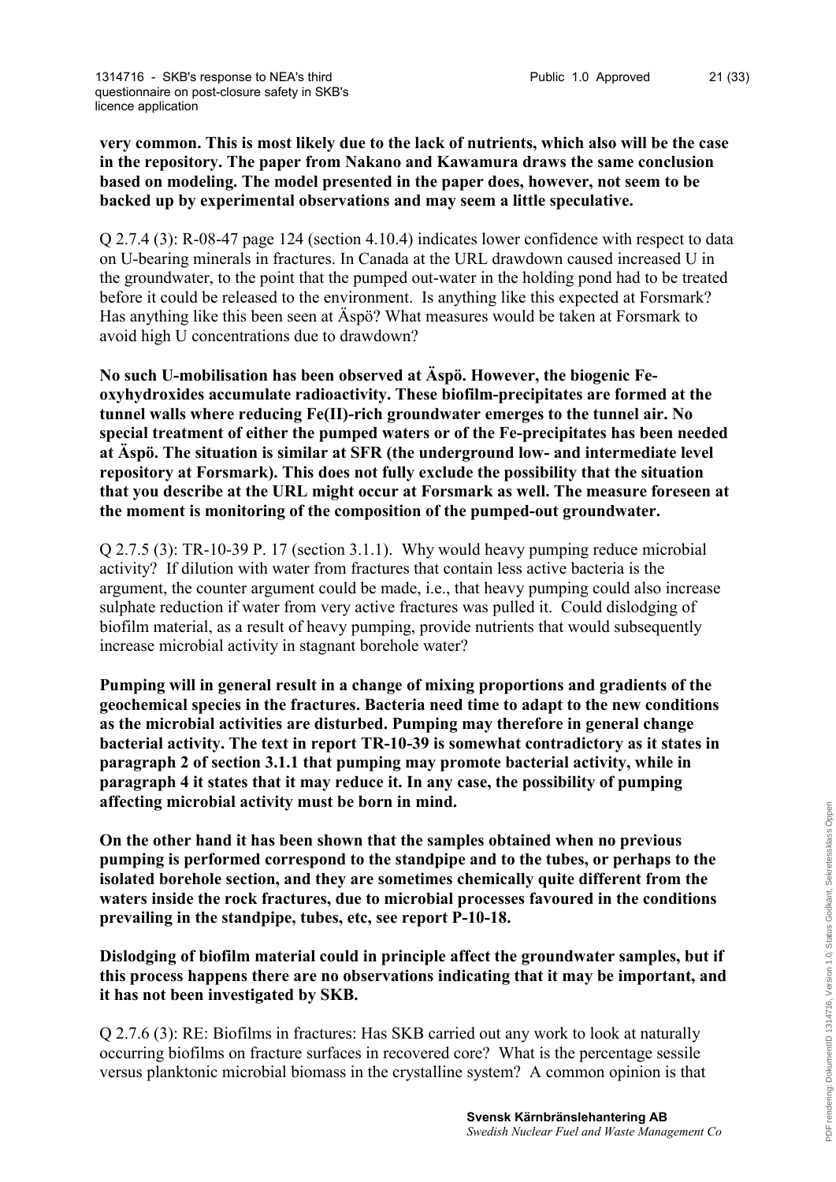**very common. This is most likely due to the lack of nutrients, which also will be the case in the repository. The paper from Nakano and Kawamura draws the same conclusion based on modeling. The model presented in the paper does, however, not seem to be backed up by experimental observations and may seem a little speculative.**

Q 2.7.4 (3): R-08-47 page 124 (section 4.10.4) indicates lower confidence with respect to data on U-bearing minerals in fractures. In Canada at the URL drawdown caused increased U in the groundwater, to the point that the pumped out-water in the holding pond had to be treated before it could be released to the environment. Is anything like this expected at Forsmark? Has anything like this been seen at Äspö? What measures would be taken at Forsmark to avoid high U concentrations due to drawdown?

**No such U-mobilisation has been observed at Äspö. However, the biogenic Fe-oxyhydroxides accumulate radioactivity. These biofilm-precipitates are formed at the tunnel walls where reducing Fe(II)-rich groundwater emerges to the tunnel air. No special treatment of either the pumped waters or of the Fe-precipitates has been needed at Äspö. The situation is similar at SFR (the underground low- and intermediate level repository at Forsmark). This does not fully exclude the possibility that the situation that you describe at the URL might occur at Forsmark as well. The measure foreseen at the moment is monitoring of the composition of the pumped-out groundwater.**

Q 2.7.5 (3): TR-10-39 P. 17 (section 3.1.1). Why would heavy pumping reduce microbial activity? If dilution with water from fractures that contain less active bacteria is the argument, the counter argument could be made, i.e., that heavy pumping could also increase sulphate reduction if water from very active fractures was pulled it. Could dislodging of biofilm material, as a result of heavy pumping, provide nutrients that would subsequently increase microbial activity in stagnant borehole water?

**Pumping will in general result in a change of mixing proportions and gradients of the geochemical species in the fractures. Bacteria need time to adapt to the new conditions as the microbial activities are disturbed. Pumping may therefore in general change bacterial activity. The text in report TR-10-39 is somewhat contradictory as it states in paragraph 2 of section 3.1.1 that pumping may promote bacterial activity, while in paragraph 4 it states that it may reduce it. In any case, the possibility of pumping affecting microbial activity must be born in mind.**

**On the other hand it has been shown that the samples obtained when no previous pumping is performed correspond to the standpipe and to the tubes, or perhaps to the isolated borehole section, and they are sometimes chemically quite different from the waters inside the rock fractures, due to microbial processes favoured in the conditions prevailing in the standpipe, tubes, etc, see report P-10-18.**

**Dislodging of biofilm material could in principle affect the groundwater samples, but if this process happens there are no observations indicating that it may be important, and it has not been investigated by SKB.**

Q 2.7.6 (3): RE: Biofilms in fractures: Has SKB carried out any work to look at naturally occurring biofilms on fracture surfaces in recovered core? What is the percentage sessile versus planktonic microbial biomass in the crystalline system? A common opinion is that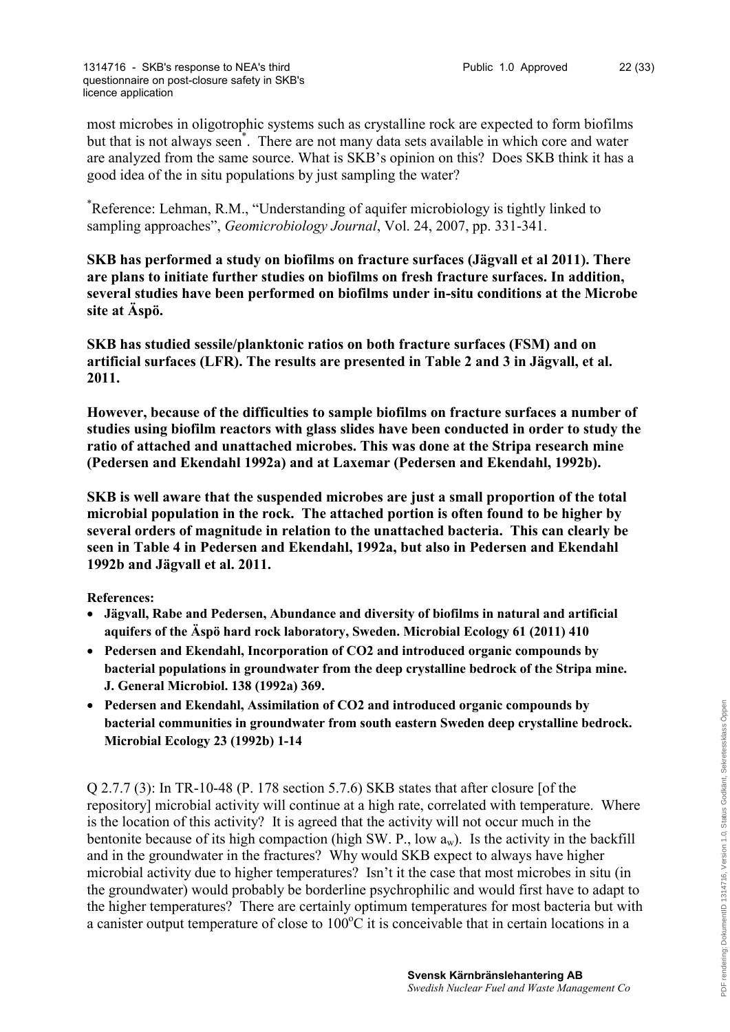most microbes in oligotrophic systems such as crystalline rock are expected to form biofilms but that is not always seen*. There are not many data sets available in which core and water are analyzed from the same source. What is SKB's opinion on this? Does SKB think it has a good idea of the in situ populations by just sampling the water?

*Reference: Lehman, R.M., "Understanding of aquifer microbiology is tightly linked to sampling approaches", *Geomicrobiology Journal*, Vol. 24, 2007, pp. 331-341.

**SKB has performed a study on biofilms on fracture surfaces (Jägvall et al 2011). There are plans to initiate further studies on biofilms on fresh fracture surfaces. In addition, several studies have been performed on biofilms under in-situ conditions at the Microbe site at Äspö.**

**SKB has studied sessile/planktonic ratios on both fracture surfaces (FSM) and on artificial surfaces (LFR). The results are presented in Table 2 and 3 in Jägvall, et al. 2011.**

**However, because of the difficulties to sample biofilms on fracture surfaces a number of studies using biofilm reactors with glass slides have been conducted in order to study the ratio of attached and unattached microbes. This was done at the Stripa research mine (Pedersen and Ekendahl 1992a) and at Laxemar (Pedersen and Ekendahl, 1992b).**

**SKB is well aware that the suspended microbes are just a small proportion of the total microbial population in the rock. The attached portion is often found to be higher by several orders of magnitude in relation to the unattached bacteria. This can clearly be seen in Table 4 in Pedersen and Ekendahl, 1992a, but also in Pedersen and Ekendahl 1992b and Jägvall et al. 2011.**

**References:**

- **Jägvall, Rabe and Pedersen, Abundance and diversity of biofilms in natural and artificial aquifers of the Äspö hard rock laboratory, Sweden. Microbial Ecology 61 (2011) 410**
- **Pedersen and Ekendahl, Incorporation of CO2 and introduced organic compounds by bacterial populations in groundwater from the deep crystalline bedrock of the Stripa mine. J. General Microbiol. 138 (1992a) 369.**
- **Pedersen and Ekendahl, Assimilation of CO2 and introduced organic compounds by bacterial communities in groundwater from south eastern Sweden deep crystalline bedrock. Microbial Ecology 23 (1992b) 1-14**

Q 2.7.7 (3): In TR-10-48 (P. 178 section 5.7.6) SKB states that after closure [of the repository] microbial activity will continue at a high rate, correlated with temperature. Where is the location of this activity? It is agreed that the activity will not occur much in the bentonite because of its high compaction (high SW. P., low $a_w$). Is the activity in the backfill and in the groundwater in the fractures? Why would SKB expect to always have higher microbial activity due to higher temperatures? Isn't it the case that most microbes in situ (in the groundwater) would probably be borderline psychrophilic and would first have to adapt to the higher temperatures? There are certainly optimum temperatures for most bacteria but with a canister output temperature of close to $100^{o}C$ it is conceivable that in certain locations in a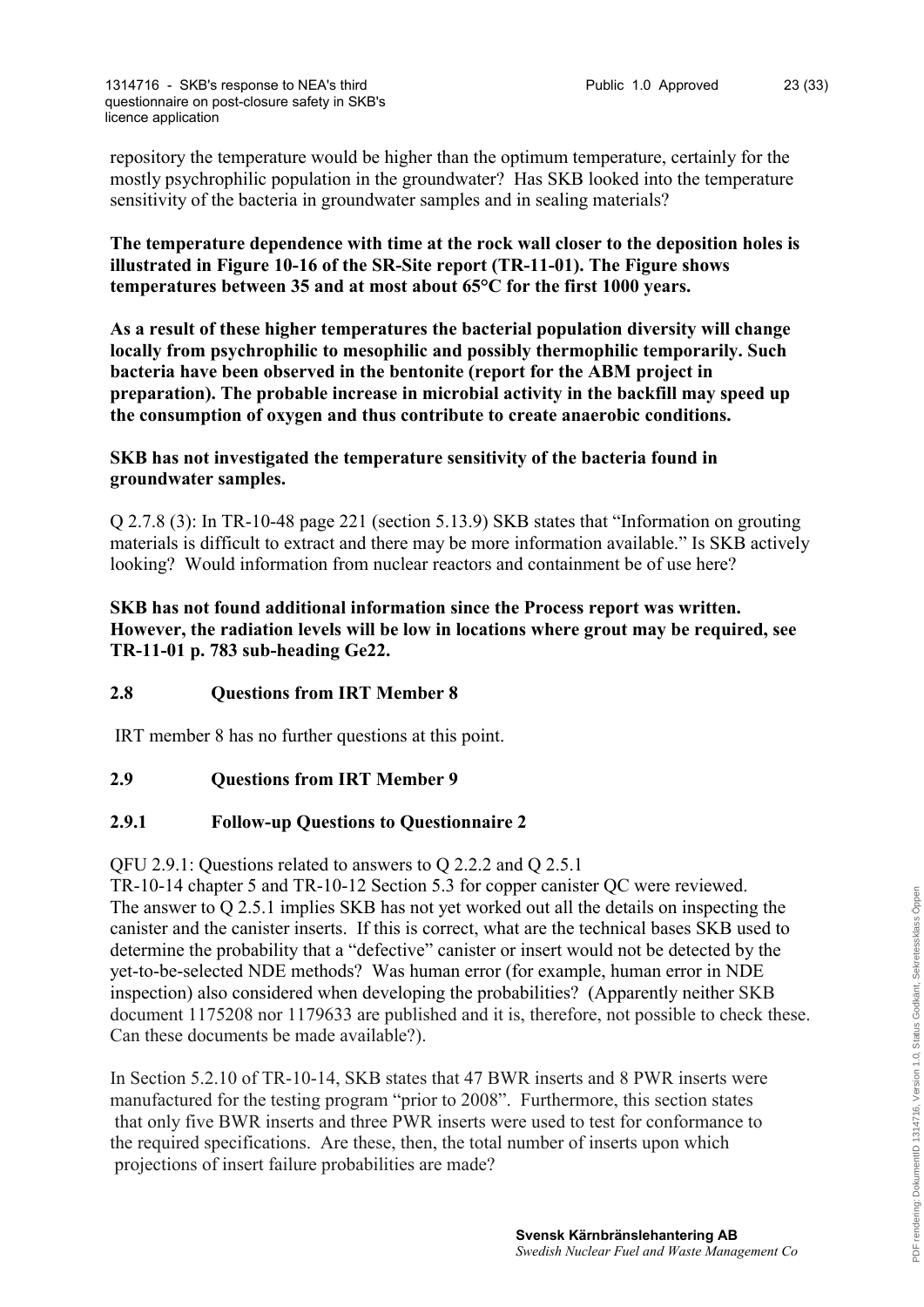repository the temperature would be higher than the optimum temperature, certainly for the mostly psychrophilic population in the groundwater? Has SKB looked into the temperature sensitivity of the bacteria in groundwater samples and in sealing materials?

**The temperature dependence with time at the rock wall closer to the deposition holes is illustrated in Figure 10-16 of the SR-Site report (TR-11-01). The Figure shows temperatures between 35 and at most about 65°C for the first 1000 years.**

**As a result of these higher temperatures the bacterial population diversity will change locally from psychrophilic to mesophilic and possibly thermophilic temporarily. Such bacteria have been observed in the bentonite (report for the ABM project in preparation). The probable increase in microbial activity in the backfill may speed up the consumption of oxygen and thus contribute to create anaerobic conditions.**

**SKB has not investigated the temperature sensitivity of the bacteria found in groundwater samples.**

Q 2.7.8 (3): In TR-10-48 page 221 (section 5.13.9) SKB states that "Information on grouting materials is difficult to extract and there may be more information available." Is SKB actively looking? Would information from nuclear reactors and containment be of use here?

**SKB has not found additional information since the Process report was written. However, the radiation levels will be low in locations where grout may be required, see TR-11-01 p. 783 sub-heading Ge22.**

## 2.8 Questions from IRT Member 8

IRT member 8 has no further questions at this point.

## 2.9 Questions from IRT Member 9

### 2.9.1 Follow-up Questions to Questionnaire 2

QFU 2.9.1: Questions related to answers to Q 2.2.2 and Q 2.5.1

TR-10-14 chapter 5 and TR-10-12 Section 5.3 for copper canister QC were reviewed. The answer to Q 2.5.1 implies SKB has not yet worked out all the details on inspecting the canister and the canister inserts. If this is correct, what are the technical bases SKB used to determine the probability that a "defective" canister or insert would not be detected by the yet-to-be-selected NDE methods? Was human error (for example, human error in NDE inspection) also considered when developing the probabilities? (Apparently neither SKB document 1175208 nor 1179633 are published and it is, therefore, not possible to check these. Can these documents be made available?).

In Section 5.2.10 of TR-10-14, SKB states that 47 BWR inserts and 8 PWR inserts were manufactured for the testing program "prior to 2008". Furthermore, this section states that only five BWR inserts and three PWR inserts were used to test for conformance to the required specifications. Are these, then, the total number of inserts upon which projections of insert failure probabilities are made?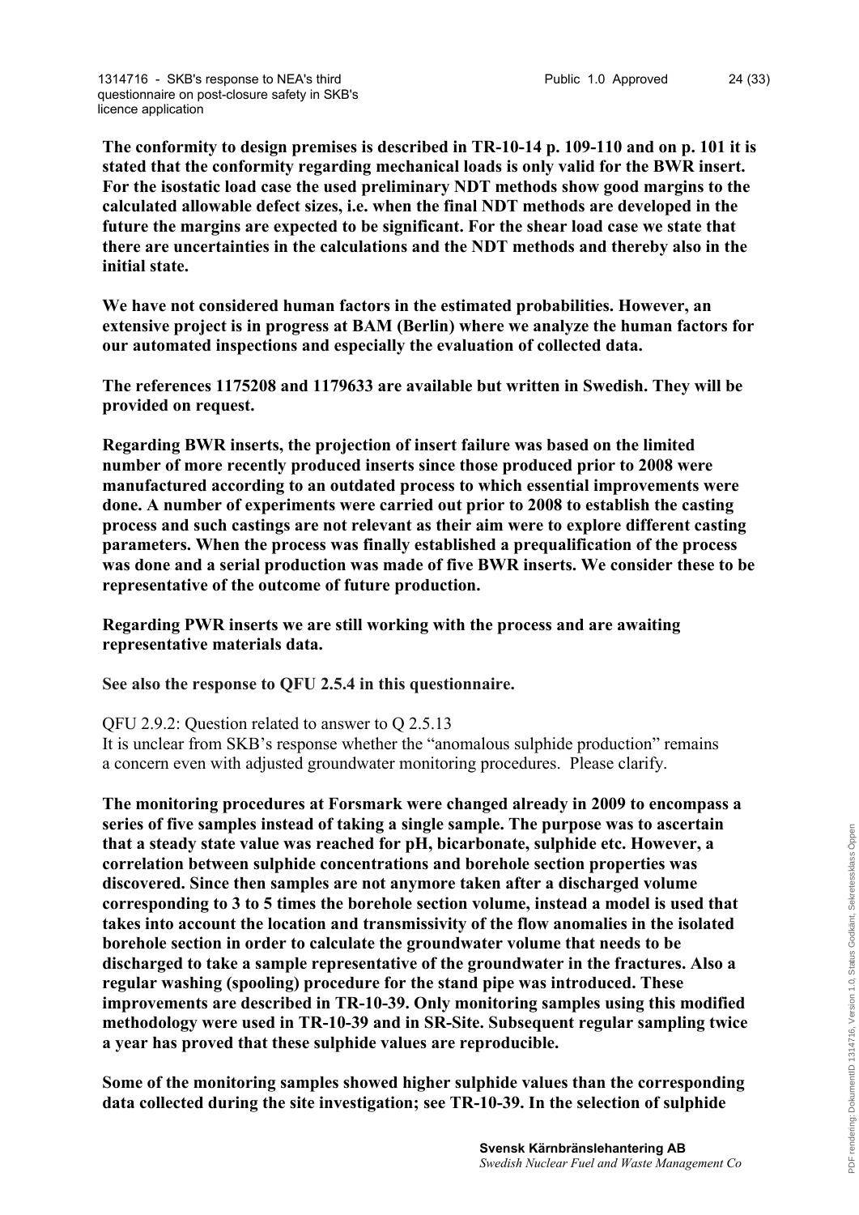**The conformity to design premises is described in TR-10-14 p. 109-110 and on p. 101 it is stated that the conformity regarding mechanical loads is only valid for the BWR insert. For the isostatic load case the used preliminary NDT methods show good margins to the calculated allowable defect sizes, i.e. when the final NDT methods are developed in the future the margins are expected to be significant. For the shear load case we state that there are uncertainties in the calculations and the NDT methods and thereby also in the initial state.**

**We have not considered human factors in the estimated probabilities. However, an extensive project is in progress at BAM (Berlin) where we analyze the human factors for our automated inspections and especially the evaluation of collected data.**

**The references 1175208 and 1179633 are available but written in Swedish. They will be provided on request.**

**Regarding BWR inserts, the projection of insert failure was based on the limited number of more recently produced inserts since those produced prior to 2008 were manufactured according to an outdated process to which essential improvements were done. A number of experiments were carried out prior to 2008 to establish the casting process and such castings are not relevant as their aim were to explore different casting parameters. When the process was finally established a prequalification of the process was done and a serial production was made of five BWR inserts. We consider these to be representative of the outcome of future production.**

**Regarding PWR inserts we are still working with the process and are awaiting representative materials data.**

**See also the response to QFU 2.5.4 in this questionnaire.**

QFU 2.9.2: Question related to answer to Q 2.5.13
It is unclear from SKB's response whether the "anomalous sulphide production" remains a concern even with adjusted groundwater monitoring procedures. Please clarify.

**The monitoring procedures at Forsmark were changed already in 2009 to encompass a series of five samples instead of taking a single sample. The purpose was to ascertain that a steady state value was reached for pH, bicarbonate, sulphide etc. However, a correlation between sulphide concentrations and borehole section properties was discovered. Since then samples are not anymore taken after a discharged volume corresponding to 3 to 5 times the borehole section volume, instead a model is used that takes into account the location and transmissivity of the flow anomalies in the isolated borehole section in order to calculate the groundwater volume that needs to be discharged to take a sample representative of the groundwater in the fractures. Also a regular washing (spooling) procedure for the stand pipe was introduced. These improvements are described in TR-10-39. Only monitoring samples using this modified methodology were used in TR-10-39 and in SR-Site. Subsequent regular sampling twice a year has proved that these sulphide values are reproducible.**

**Some of the monitoring samples showed higher sulphide values than the corresponding data collected during the site investigation; see TR-10-39. In the selection of sulphide**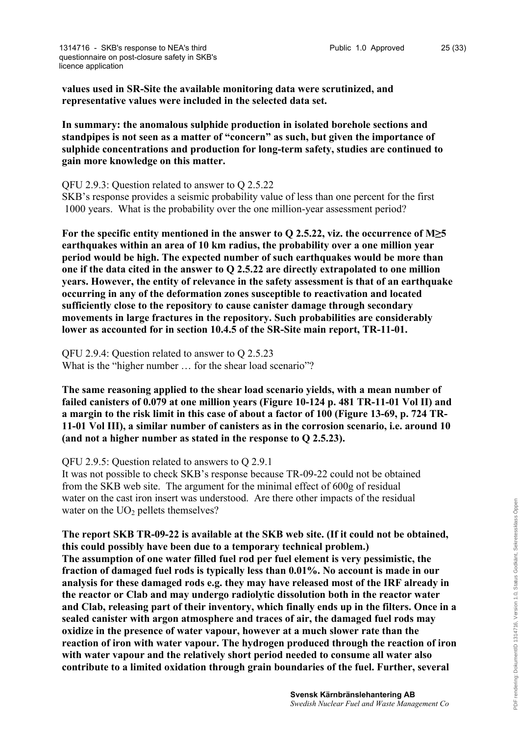**values used in SR-Site the available monitoring data were scrutinized, and representative values were included in the selected data set.**

**In summary: the anomalous sulphide production in isolated borehole sections and standpipes is not seen as a matter of "concern" as such, but given the importance of sulphide concentrations and production for long-term safety, studies are continued to gain more knowledge on this matter.**

QFU 2.9.3: Question related to answer to Q 2.5.22
SKB's response provides a seismic probability value of less than one percent for the first 1000 years. What is the probability over the one million-year assessment period?

**For the specific entity mentioned in the answer to Q 2.5.22, viz. the occurrence of M≥5 earthquakes within an area of 10 km radius, the probability over a one million year period would be high. The expected number of such earthquakes would be more than one if the data cited in the answer to Q 2.5.22 are directly extrapolated to one million years. However, the entity of relevance in the safety assessment is that of an earthquake occurring in any of the deformation zones susceptible to reactivation and located sufficiently close to the repository to cause canister damage through secondary movements in large fractures in the repository. Such probabilities are considerably lower as accounted for in section 10.4.5 of the SR-Site main report, TR-11-01.**

QFU 2.9.4: Question related to answer to Q 2.5.23
What is the "higher number … for the shear load scenario"?

**The same reasoning applied to the shear load scenario yields, with a mean number of failed canisters of 0.079 at one million years (Figure 10-124 p. 481 TR-11-01 Vol II) and a margin to the risk limit in this case of about a factor of 100 (Figure 13-69, p. 724 TR-11-01 Vol III), a similar number of canisters as in the corrosion scenario, i.e. around 10 (and not a higher number as stated in the response to Q 2.5.23).**

QFU 2.9.5: Question related to answers to Q 2.9.1
It was not possible to check SKB's response because TR-09-22 could not be obtained from the SKB web site. The argument for the minimal effect of 600g of residual water on the cast iron insert was understood. Are there other impacts of the residual water on the $UO_2$ pellets themselves?

**The report SKB TR-09-22 is available at the SKB web site. (If it could not be obtained, this could possibly have been due to a temporary technical problem.)**
**The assumption of one water filled fuel rod per fuel element is very pessimistic, the fraction of damaged fuel rods is typically less than 0.01%. No account is made in our analysis for these damaged rods e.g. they may have released most of the IRF already in the reactor or Clab and may undergo radiolytic dissolution both in the reactor water and Clab, releasing part of their inventory, which finally ends up in the filters. Once in a sealed canister with argon atmosphere and traces of air, the damaged fuel rods may oxidize in the presence of water vapour, however at a much slower rate than the reaction of iron with water vapour. The hydrogen produced through the reaction of iron with water vapour and the relatively short period needed to consume all water also contribute to a limited oxidation through grain boundaries of the fuel. Further, several**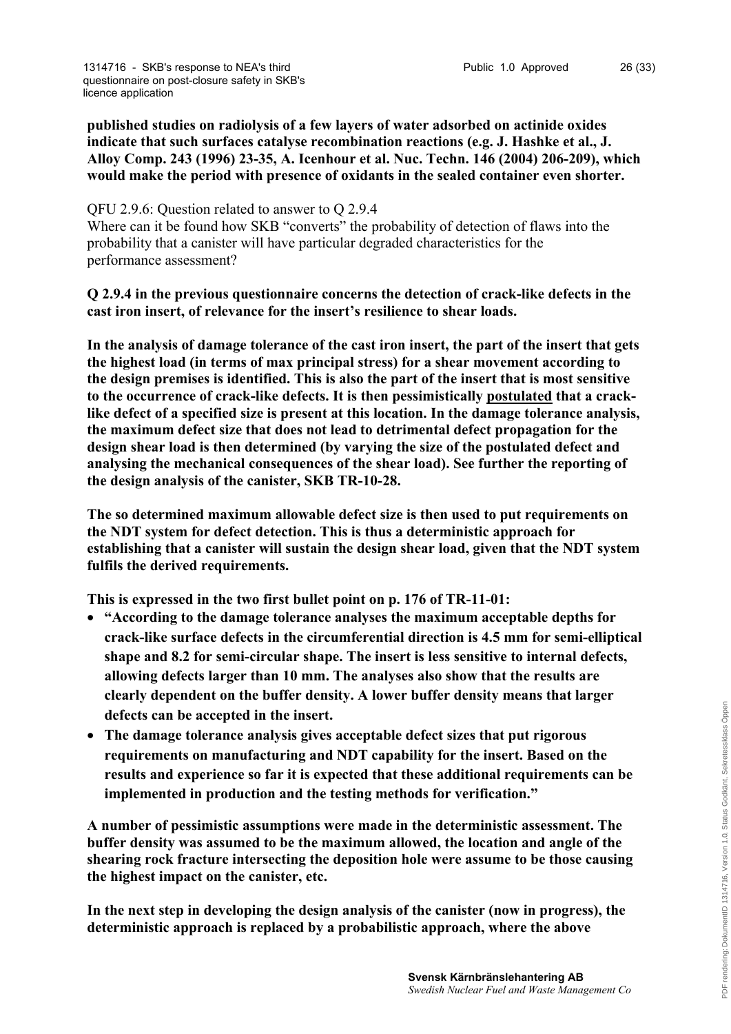**published studies on radiolysis of a few layers of water adsorbed on actinide oxides indicate that such surfaces catalyse recombination reactions (e.g. J. Hashke et al., J. Alloy Comp. 243 (1996) 23-35, A. Icenhour et al. Nuc. Techn. 146 (2004) 206-209), which would make the period with presence of oxidants in the sealed container even shorter.**

QFU 2.9.6: Question related to answer to Q 2.9.4
Where can it be found how SKB "converts" the probability of detection of flaws into the probability that a canister will have particular degraded characteristics for the performance assessment?

**Q 2.9.4 in the previous questionnaire concerns the detection of crack-like defects in the cast iron insert, of relevance for the insert's resilience to shear loads.**

**In the analysis of damage tolerance of the cast iron insert, the part of the insert that gets the highest load (in terms of max principal stress) for a shear movement according to the design premises is identified. This is also the part of the insert that is most sensitive to the occurrence of crack-like defects. It is then pessimistically <u>postulated</u> that a crack-like defect of a specified size is present at this location. In the damage tolerance analysis, the maximum defect size that does not lead to detrimental defect propagation for the design shear load is then determined (by varying the size of the postulated defect and analysing the mechanical consequences of the shear load). See further the reporting of the design analysis of the canister, SKB TR-10-28.**

**The so determined maximum allowable defect size is then used to put requirements on the NDT system for defect detection. This is thus a deterministic approach for establishing that a canister will sustain the design shear load, given that the NDT system fulfils the derived requirements.**

**This is expressed in the two first bullet point on p. 176 of TR-11-01:**

- **"According to the damage tolerance analyses the maximum acceptable depths for crack-like surface defects in the circumferential direction is 4.5 mm for semi-elliptical shape and 8.2 for semi-circular shape. The insert is less sensitive to internal defects, allowing defects larger than 10 mm. The analyses also show that the results are clearly dependent on the buffer density. A lower buffer density means that larger defects can be accepted in the insert.**
- **The damage tolerance analysis gives acceptable defect sizes that put rigorous requirements on manufacturing and NDT capability for the insert. Based on the results and experience so far it is expected that these additional requirements can be implemented in production and the testing methods for verification."**

**A number of pessimistic assumptions were made in the deterministic assessment. The buffer density was assumed to be the maximum allowed, the location and angle of the shearing rock fracture intersecting the deposition hole were assume to be those causing the highest impact on the canister, etc.**

**In the next step in developing the design analysis of the canister (now in progress), the deterministic approach is replaced by a probabilistic approach, where the above**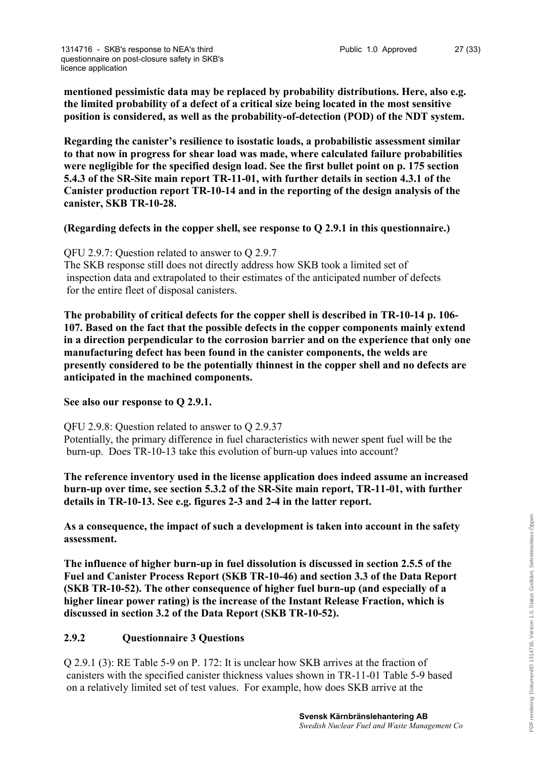**mentioned pessimistic data may be replaced by probability distributions. Here, also e.g. the limited probability of a defect of a critical size being located in the most sensitive position is considered, as well as the probability-of-detection (POD) of the NDT system.**

**Regarding the canister's resilience to isostatic loads, a probabilistic assessment similar to that now in progress for shear load was made, where calculated failure probabilities were negligible for the specified design load. See the first bullet point on p. 175 section 5.4.3 of the SR-Site main report TR-11-01, with further details in section 4.3.1 of the Canister production report TR-10-14 and in the reporting of the design analysis of the canister, SKB TR-10-28.**

**(Regarding defects in the copper shell, see response to Q 2.9.1 in this questionnaire.)**

QFU 2.9.7: Question related to answer to Q 2.9.7
The SKB response still does not directly address how SKB took a limited set of inspection data and extrapolated to their estimates of the anticipated number of defects for the entire fleet of disposal canisters.

**The probability of critical defects for the copper shell is described in TR-10-14 p. 106-107. Based on the fact that the possible defects in the copper components mainly extend in a direction perpendicular to the corrosion barrier and on the experience that only one manufacturing defect has been found in the canister components, the welds are presently considered to be the potentially thinnest in the copper shell and no defects are anticipated in the machined components.**

**See also our response to Q 2.9.1.**

QFU 2.9.8: Question related to answer to Q 2.9.37
Potentially, the primary difference in fuel characteristics with newer spent fuel will be the burn-up. Does TR-10-13 take this evolution of burn-up values into account?

**The reference inventory used in the license application does indeed assume an increased burn-up over time, see section 5.3.2 of the SR-Site main report, TR-11-01, with further details in TR-10-13. See e.g. figures 2-3 and 2-4 in the latter report.**

**As a consequence, the impact of such a development is taken into account in the safety assessment.**

**The influence of higher burn-up in fuel dissolution is discussed in section 2.5.5 of the Fuel and Canister Process Report (SKB TR-10-46) and section 3.3 of the Data Report (SKB TR-10-52). The other consequence of higher fuel burn-up (and especially of a higher linear power rating) is the increase of the Instant Release Fraction, which is discussed in section 3.2 of the Data Report (SKB TR-10-52).**

### 2.9.2 Questionnaire 3 Questions

Q 2.9.1 (3): RE Table 5-9 on P. 172: It is unclear how SKB arrives at the fraction of canisters with the specified canister thickness values shown in TR-11-01 Table 5-9 based on a relatively limited set of test values. For example, how does SKB arrive at the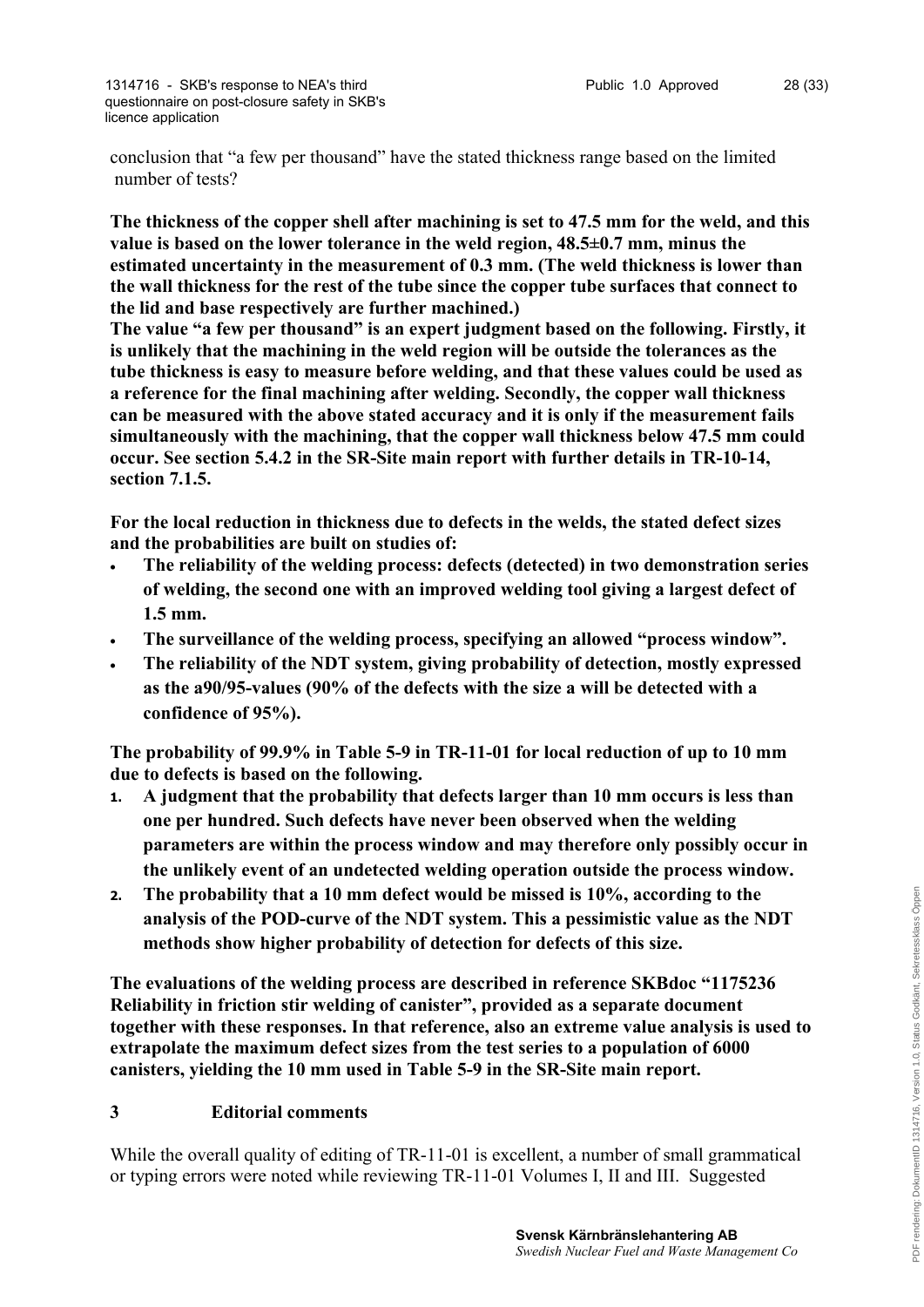conclusion that "a few per thousand" have the stated thickness range based on the limited number of tests?

**The thickness of the copper shell after machining is set to 47.5 mm for the weld, and this value is based on the lower tolerance in the weld region, 48.5±0.7 mm, minus the estimated uncertainty in the measurement of 0.3 mm. (The weld thickness is lower than the wall thickness for the rest of the tube since the copper tube surfaces that connect to the lid and base respectively are further machined.)**
**The value "a few per thousand" is an expert judgment based on the following. Firstly, it is unlikely that the machining in the weld region will be outside the tolerances as the tube thickness is easy to measure before welding, and that these values could be used as a reference for the final machining after welding. Secondly, the copper wall thickness can be measured with the above stated accuracy and it is only if the measurement fails simultaneously with the machining, that the copper wall thickness below 47.5 mm could occur. See section 5.4.2 in the SR-Site main report with further details in TR-10-14, section 7.1.5.**

**For the local reduction in thickness due to defects in the welds, the stated defect sizes and the probabilities are built on studies of:**

- **The reliability of the welding process: defects (detected) in two demonstration series of welding, the second one with an improved welding tool giving a largest defect of 1.5 mm.**
- **The surveillance of the welding process, specifying an allowed "process window".**
- **The reliability of the NDT system, giving probability of detection, mostly expressed as the a90/95-values (90% of the defects with the size a will be detected with a confidence of 95%).**

**The probability of 99.9% in Table 5-9 in TR-11-01 for local reduction of up to 10 mm due to defects is based on the following.**

1. **A judgment that the probability that defects larger than 10 mm occurs is less than one per hundred. Such defects have never been observed when the welding parameters are within the process window and may therefore only possibly occur in the unlikely event of an undetected welding operation outside the process window.**
2. **The probability that a 10 mm defect would be missed is 10%, according to the analysis of the POD-curve of the NDT system. This a pessimistic value as the NDT methods show higher probability of detection for defects of this size.**

**The evaluations of the welding process are described in reference SKBdoc "1175236 Reliability in friction stir welding of canister", provided as a separate document together with these responses. In that reference, also an extreme value analysis is used to extrapolate the maximum defect sizes from the test series to a population of 6000 canisters, yielding the 10 mm used in Table 5-9 in the SR-Site main report.**

## 3 Editorial comments

While the overall quality of editing of TR-11-01 is excellent, a number of small grammatical or typing errors were noted while reviewing TR-11-01 Volumes I, II and III. Suggested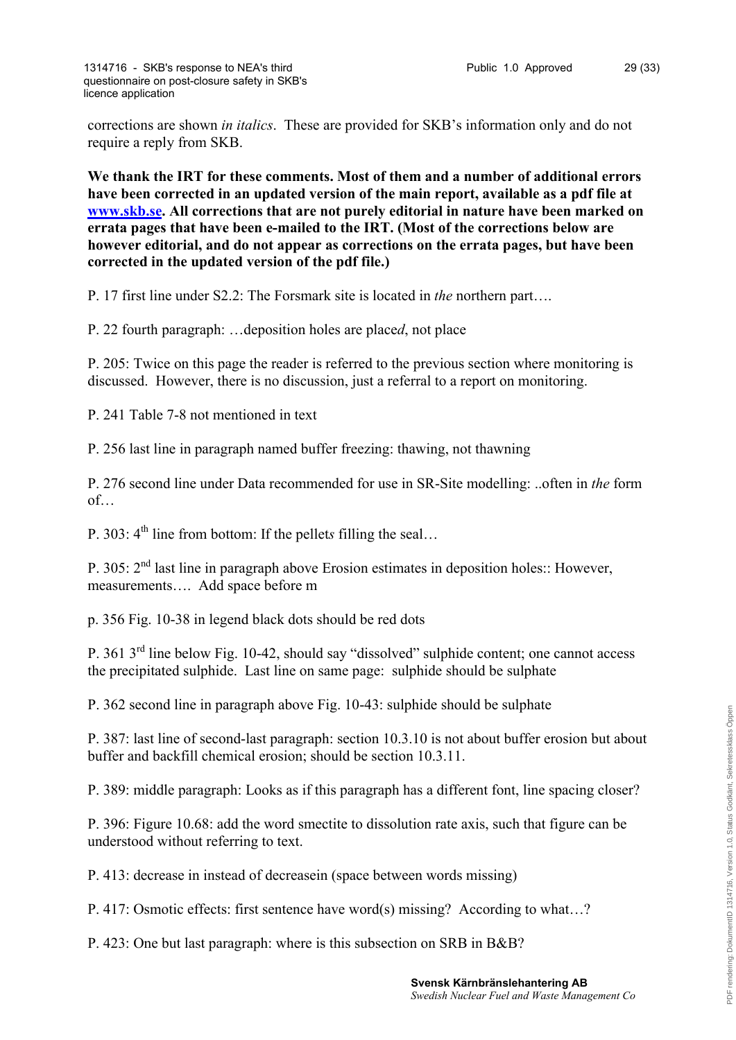corrections are shown *in italics*. These are provided for SKB's information only and do not require a reply from SKB.

**We thank the IRT for these comments. Most of them and a number of additional errors have been corrected in an updated version of the main report, available as a pdf file at [www.skb.se](http://www.skb.se). All corrections that are not purely editorial in nature have been marked on errata pages that have been e-mailed to the IRT. (Most of the corrections below are however editorial, and do not appear as corrections on the errata pages, but have been corrected in the updated version of the pdf file.)**

P. 17 first line under S2.2: The Forsmark site is located in *the* northern part….

P. 22 fourth paragraph: …deposition holes are place*d*, not place

P. 205: Twice on this page the reader is referred to the previous section where monitoring is discussed. However, there is no discussion, just a referral to a report on monitoring.

P. 241 Table 7-8 not mentioned in text

P. 256 last line in paragraph named buffer freezing: thawing, not thawning

P. 276 second line under Data recommended for use in SR-Site modelling: ..often in *the* form of…

P. 303: 4th line from bottom: If the pellet*s* filling the seal…

P. 305: 2nd last line in paragraph above Erosion estimates in deposition holes:: However, measurements…. Add space before m

p. 356 Fig. 10-38 in legend black dots should be red dots

P. 361 3rd line below Fig. 10-42, should say "dissolved" sulphide content; one cannot access the precipitated sulphide. Last line on same page: sulphide should be sulphate

P. 362 second line in paragraph above Fig. 10-43: sulphide should be sulphate

P. 387: last line of second-last paragraph: section 10.3.10 is not about buffer erosion but about buffer and backfill chemical erosion; should be section 10.3.11.

P. 389: middle paragraph: Looks as if this paragraph has a different font, line spacing closer?

P. 396: Figure 10.68: add the word smectite to dissolution rate axis, such that figure can be understood without referring to text.

P. 413: decrease in instead of decreasein (space between words missing)

P. 417: Osmotic effects: first sentence have word(s) missing? According to what…?

P. 423: One but last paragraph: where is this subsection on SRB in B&B?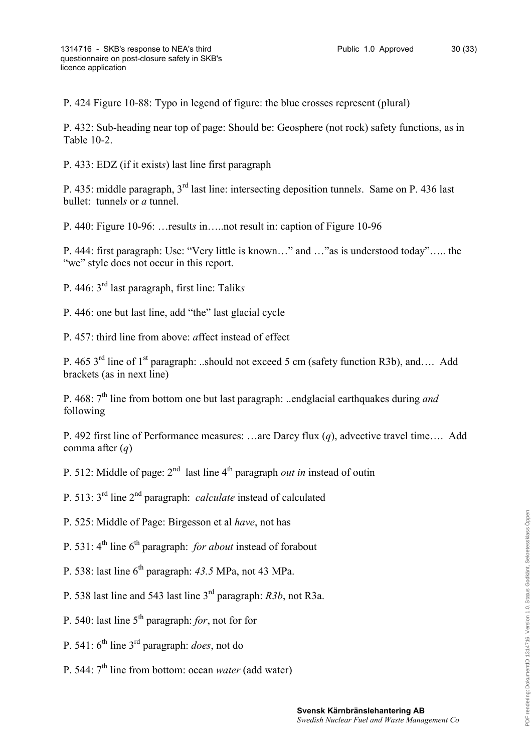P. 424 Figure 10-88: Typo in legend of figure: the blue crosses represent (plural)

P. 432: Sub-heading near top of page: Should be: Geosphere (not rock) safety functions, as in Table 10-2.

P. 433: EDZ (if it exist*s*) last line first paragraph

P. 435: middle paragraph, 3rd last line: intersecting deposition tunnel*s*. Same on P. 436 last bullet: tunnel*s* or *a* tunnel.

P. 440: Figure 10-96: …result*s* in…..not result in: caption of Figure 10-96

P. 444: first paragraph: Use: "Very little is known…" and …"as is understood today"….. the "we" style does not occur in this report.

P. 446: 3rd last paragraph, first line: Talik*s*

P. 446: one but last line, add "the" last glacial cycle

P. 457: third line from above: *a*ffect instead of effect

P. 465 3rd line of 1st paragraph: ..should not exceed 5 cm (safety function R3b), and…. Add brackets (as in next line)

P. 468: 7th line from bottom one but last paragraph: ..endglacial earthquakes during *and* following

P. 492 first line of Performance measures: …are Darcy flux (*q*), advective travel time…. Add comma after (*q*)

P. 512: Middle of page: 2nd last line 4th paragraph *out in* instead of outin

P. 513: 3rd line 2nd paragraph: *calculate* instead of calculated

P. 525: Middle of Page: Birgesson et al *have*, not has

P. 531: 4th line 6th paragraph: *for about* instead of forabout

P. 538: last line 6th paragraph: *43.5* MPa, not 43 MPa.

P. 538 last line and 543 last line 3rd paragraph: *R3b*, not R3a.

P. 540: last line 5th paragraph: *for*, not for for

P. 541: 6th line 3rd paragraph: *does*, not do

P. 544: 7th line from bottom: ocean *water* (add water)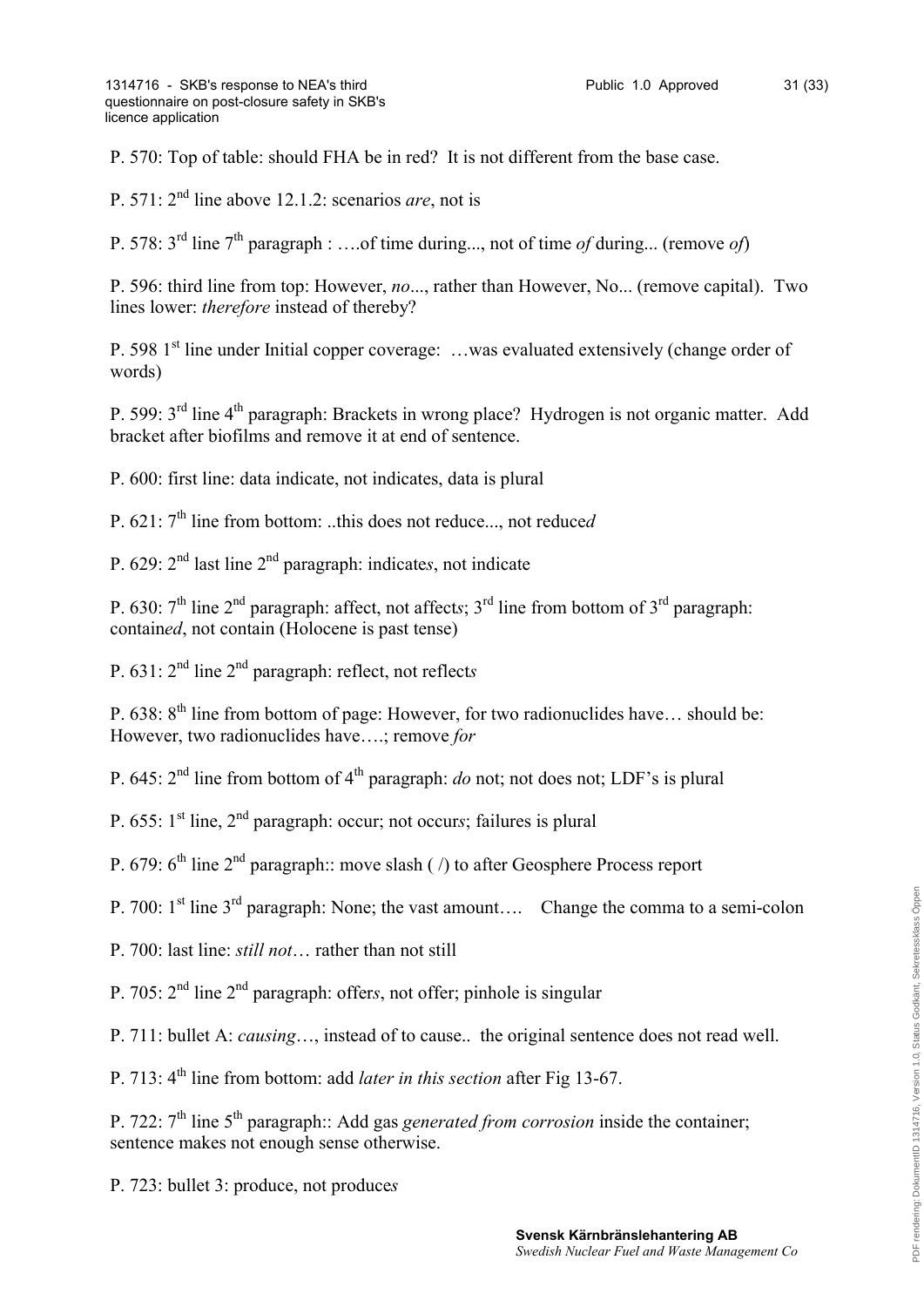P. 570: Top of table: should FHA be in red? It is not different from the base case.

P. 571: 2nd line above 12.1.2: scenarios *are*, not is

P. 578: 3rd line 7th paragraph : ….of time during..., not of time *of* during... (remove *of*)

P. 596: third line from top: However, *no*..., rather than However, No... (remove capital). Two lines lower: *therefore* instead of thereby?

P. 598 1st line under Initial copper coverage: …was evaluated extensively (change order of words)

P. 599: 3rd line 4th paragraph: Brackets in wrong place? Hydrogen is not organic matter. Add bracket after biofilms and remove it at end of sentence.

P. 600: first line: data indicate, not indicates, data is plural

P. 621: 7th line from bottom: ..this does not reduce..., not reduce*d*

P. 629: 2nd last line 2nd paragraph: indicate*s*, not indicate

P. 630: 7th line 2nd paragraph: affect, not affect*s*; 3rd line from bottom of 3rd paragraph: contain*ed*, not contain (Holocene is past tense)

P. 631: 2nd line 2nd paragraph: reflect, not reflect*s*

P. 638: 8th line from bottom of page: However, for two radionuclides have… should be: However, two radionuclides have….; remove *for*

P. 645: 2nd line from bottom of 4th paragraph: *do* not; not does not; LDF's is plural

P. 655: 1st line, 2nd paragraph: occur; not occur*s*; failures is plural

P. 679: 6th line 2nd paragraph:: move slash ( /) to after Geosphere Process report

P. 700: 1st line 3rd paragraph: None; the vast amount…. Change the comma to a semi-colon

P. 700: last line: *still not*… rather than not still

P. 705: 2nd line 2nd paragraph: offer*s*, not offer; pinhole is singular

P. 711: bullet A: *causing*…, instead of to cause.. the original sentence does not read well.

P. 713: 4th line from bottom: add *later in this section* after Fig 13-67.

P. 722: 7th line 5th paragraph:: Add gas *generated from corrosion* inside the container; sentence makes not enough sense otherwise.

P. 723: bullet 3: produce, not produce*s*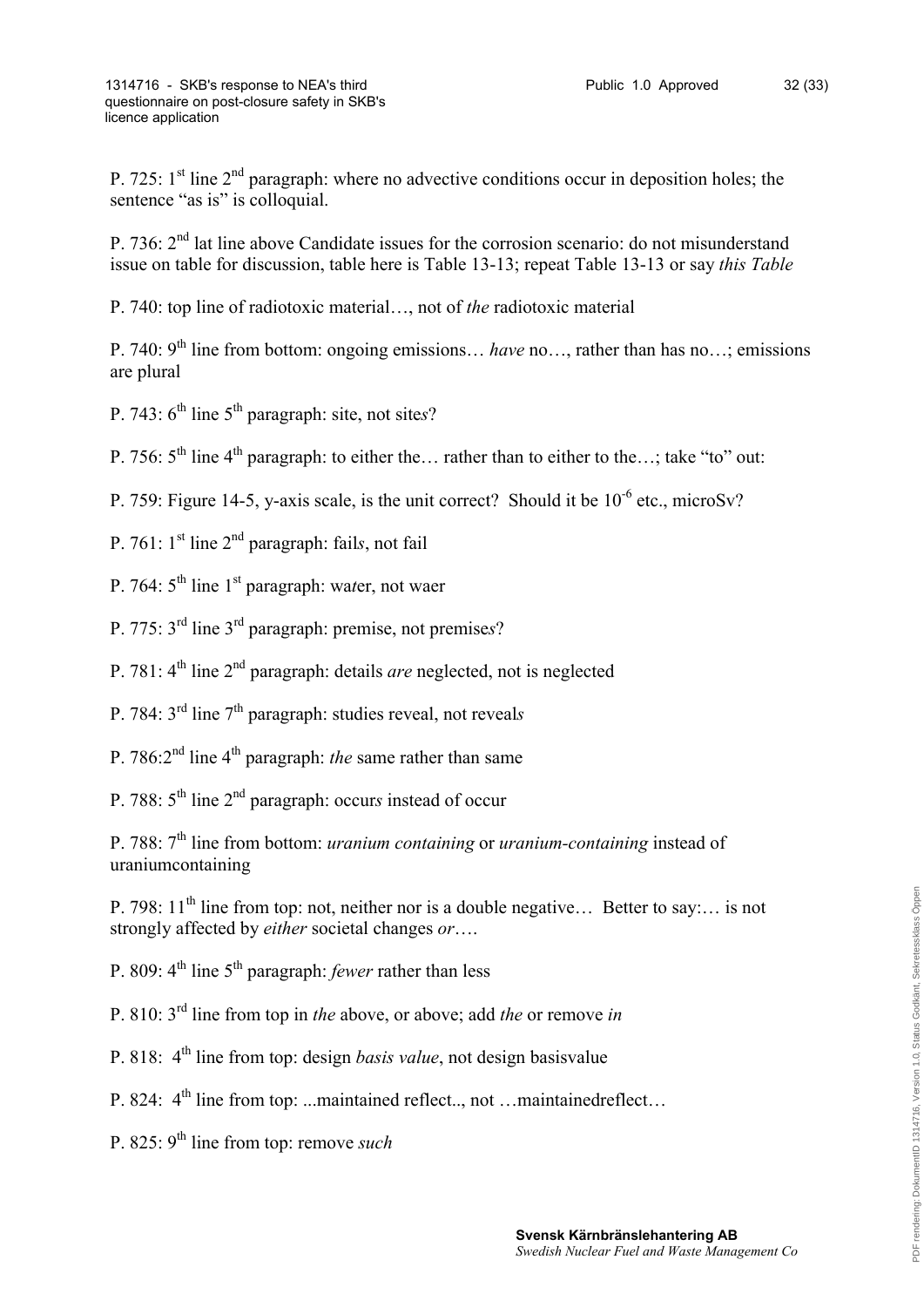P. 725: 1st line 2nd paragraph: where no advective conditions occur in deposition holes; the sentence "as is" is colloquial.

P. 736: 2nd lat line above Candidate issues for the corrosion scenario: do not misunderstand issue on table for discussion, table here is Table 13-13; repeat Table 13-13 or say *this Table*

P. 740: top line of radiotoxic material…, not of *the* radiotoxic material

P. 740: 9th line from bottom: ongoing emissions… *have* no…, rather than has no…; emissions are plural

P. 743: 6th line 5th paragraph: site, not site*s*?

P. 756: 5th line 4th paragraph: to either the… rather than to either to the…; take "to" out:

P. 759: Figure 14-5, y-axis scale, is the unit correct? Should it be $10^{-6}$ etc., microSv?

P. 761: 1st line 2nd paragraph: fail*s*, not fail

P. 764: 5th line 1st paragraph: wa*t*er, not waer

P. 775: 3rd line 3rd paragraph: premise, not premise*s*?

P. 781: 4th line 2nd paragraph: details *are* neglected, not is neglected

P. 784: 3rd line 7th paragraph: studies reveal, not reveal*s*

P. 786:2nd line 4th paragraph: *the* same rather than same

P. 788: 5th line 2nd paragraph: occur*s* instead of occur

P. 788: 7th line from bottom: *uranium containing* or *uranium-containing* instead of uraniumcontaining

P. 798: 11th line from top: not, neither nor is a double negative… Better to say:… is not strongly affected by *either* societal changes *or*….

P. 809: 4th line 5th paragraph: *fewer* rather than less

P. 810: 3rd line from top in *the* above, or above; add *the* or remove *in*

P. 818: 4th line from top: design *basis value*, not design basisvalue

P. 824: 4th line from top: ...maintained reflect.., not …maintainedreflect…

P. 825: 9th line from top: remove *such*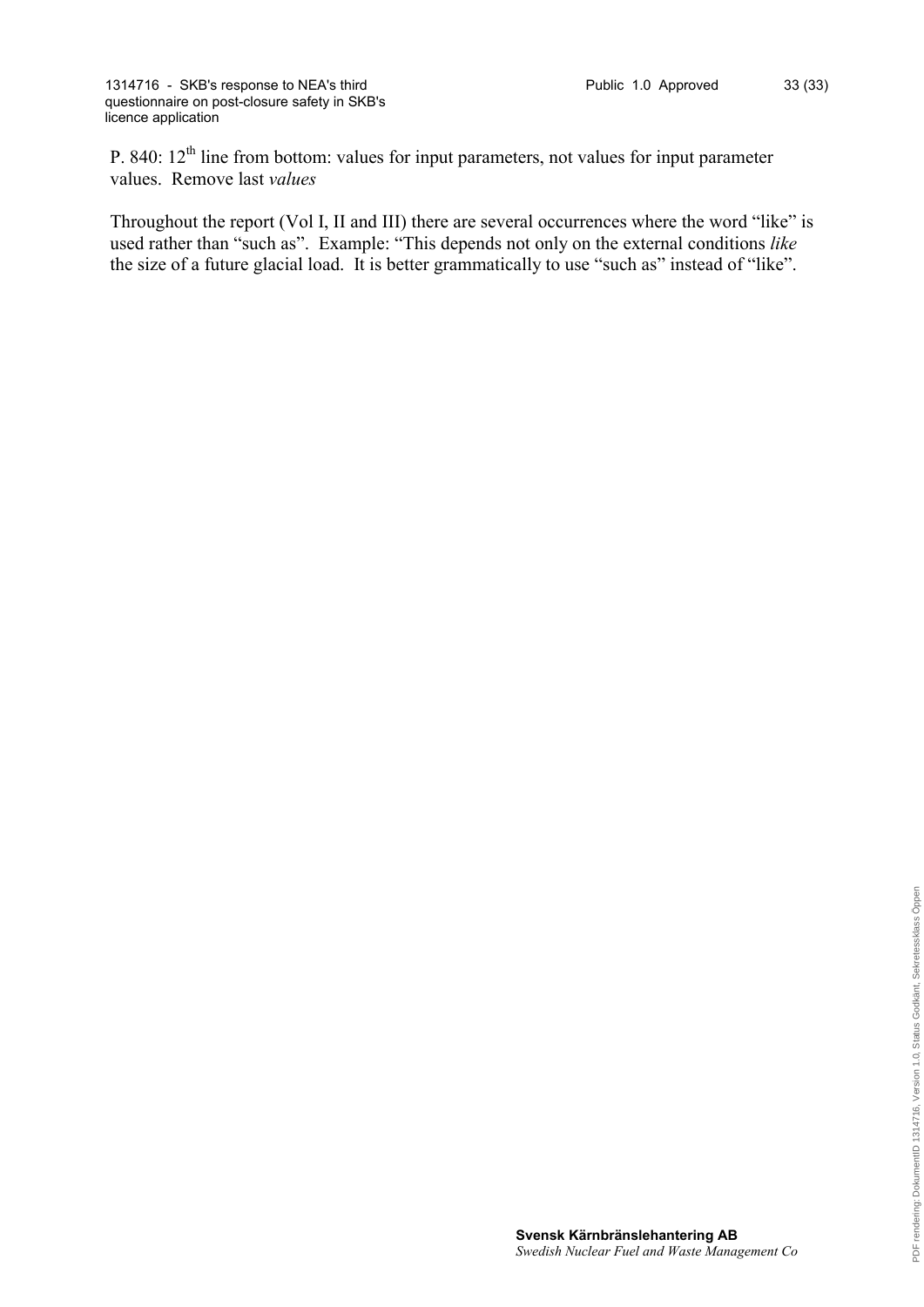P. 840: 12th line from bottom: values for input parameters, not values for input parameter values. Remove last *values*

Throughout the report (Vol I, II and III) there are several occurrences where the word "like" is used rather than "such as". Example: "This depends not only on the external conditions *like* the size of a future glacial load. It is better grammatically to use "such as" instead of "like".